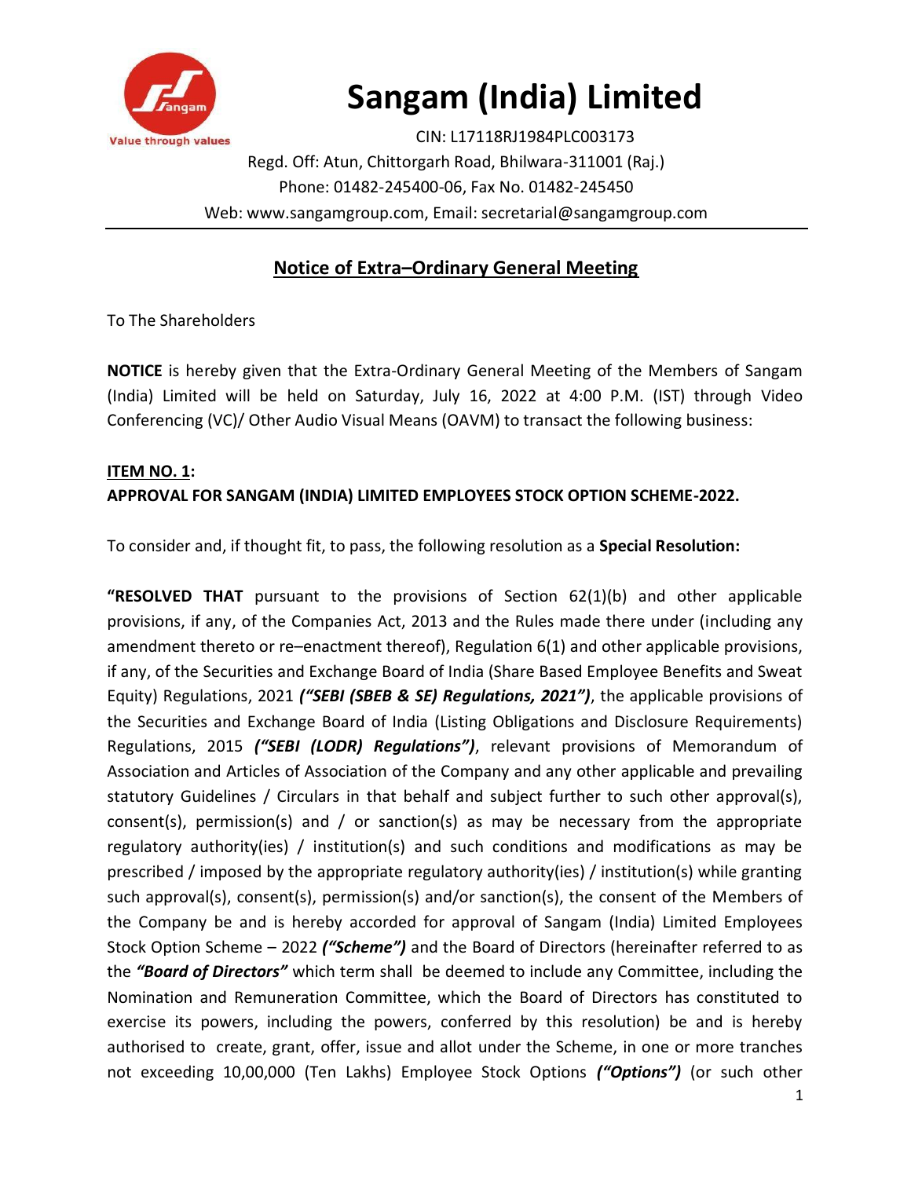# Sangam (India) Limited

CIN: L17118RJ1984PLC003173
Regd. Off: Atun, Chittorgarh Road, Bhilwara-311001 (Raj.)
Phone: 01482-245400-06, Fax No. 01482-245450
Web: www.sangamgroup.com, Email: secretarial@sangamgroup.com

## Notice of Extra–Ordinary General Meeting

To The Shareholders

**NOTICE** is hereby given that the Extra-Ordinary General Meeting of the Members of Sangam (India) Limited will be held on Saturday, July 16, 2022 at 4:00 P.M. (IST) through Video Conferencing (VC)/ Other Audio Visual Means (OAVM) to transact the following business:

### ITEM NO. 1:
### APPROVAL FOR SANGAM (INDIA) LIMITED EMPLOYEES STOCK OPTION SCHEME-2022.

To consider and, if thought fit, to pass, the following resolution as a **Special Resolution:**

**"RESOLVED THAT** pursuant to the provisions of Section 62(1)(b) and other applicable provisions, if any, of the Companies Act, 2013 and the Rules made there under (including any amendment thereto or re–enactment thereof), Regulation 6(1) and other applicable provisions, if any, of the Securities and Exchange Board of India (Share Based Employee Benefits and Sweat Equity) Regulations, 2021 ***("SEBI (SBEB & SE) Regulations, 2021")***, the applicable provisions of the Securities and Exchange Board of India (Listing Obligations and Disclosure Requirements) Regulations, 2015 ***("SEBI (LODR) Regulations")***, relevant provisions of Memorandum of Association and Articles of Association of the Company and any other applicable and prevailing statutory Guidelines / Circulars in that behalf and subject further to such other approval(s), consent(s), permission(s) and / or sanction(s) as may be necessary from the appropriate regulatory authority(ies) / institution(s) and such conditions and modifications as may be prescribed / imposed by the appropriate regulatory authority(ies) / institution(s) while granting such approval(s), consent(s), permission(s) and/or sanction(s), the consent of the Members of the Company be and is hereby accorded for approval of Sangam (India) Limited Employees Stock Option Scheme – 2022 ***("Scheme")*** and the Board of Directors (hereinafter referred to as the ***"Board of Directors"*** which term shall be deemed to include any Committee, including the Nomination and Remuneration Committee, which the Board of Directors has constituted to exercise its powers, including the powers, conferred by this resolution) be and is hereby authorised to create, grant, offer, issue and allot under the Scheme, in one or more tranches not exceeding 10,00,000 (Ten Lakhs) Employee Stock Options ***("Options")*** (or such other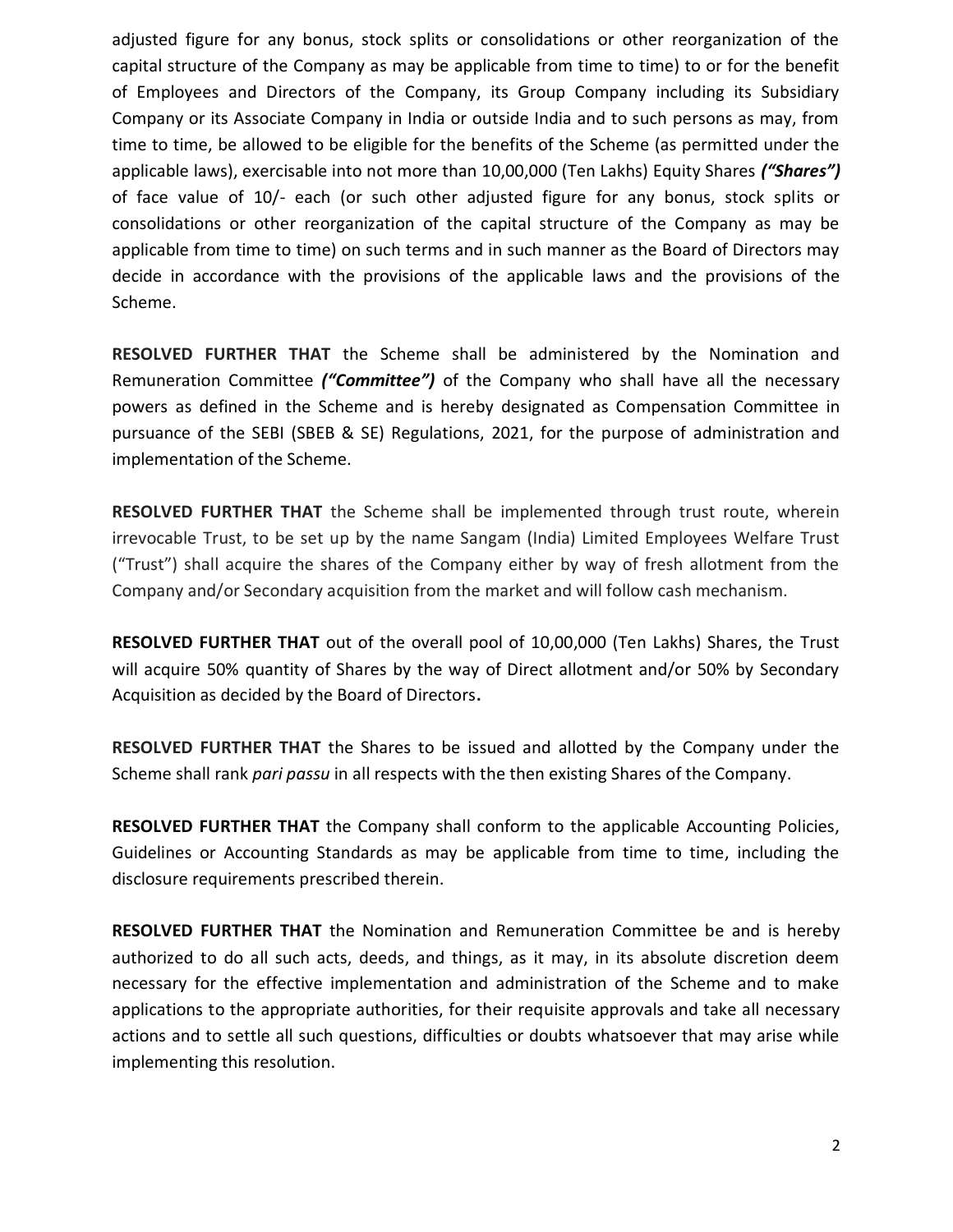adjusted figure for any bonus, stock splits or consolidations or other reorganization of the capital structure of the Company as may be applicable from time to time) to or for the benefit of Employees and Directors of the Company, its Group Company including its Subsidiary Company or its Associate Company in India or outside India and to such persons as may, from time to time, be allowed to be eligible for the benefits of the Scheme (as permitted under the applicable laws), exercisable into not more than 10,00,000 (Ten Lakhs) Equity Shares ***("Shares")*** of face value of 10/- each (or such other adjusted figure for any bonus, stock splits or consolidations or other reorganization of the capital structure of the Company as may be applicable from time to time) on such terms and in such manner as the Board of Directors may decide in accordance with the provisions of the applicable laws and the provisions of the Scheme.

**RESOLVED FURTHER THAT** the Scheme shall be administered by the Nomination and Remuneration Committee ***("Committee")*** of the Company who shall have all the necessary powers as defined in the Scheme and is hereby designated as Compensation Committee in pursuance of the SEBI (SBEB & SE) Regulations, 2021, for the purpose of administration and implementation of the Scheme.

**RESOLVED FURTHER THAT** the Scheme shall be implemented through trust route, wherein irrevocable Trust, to be set up by the name Sangam (India) Limited Employees Welfare Trust ("Trust") shall acquire the shares of the Company either by way of fresh allotment from the Company and/or Secondary acquisition from the market and will follow cash mechanism.

**RESOLVED FURTHER THAT** out of the overall pool of 10,00,000 (Ten Lakhs) Shares, the Trust will acquire 50% quantity of Shares by the way of Direct allotment and/or 50% by Secondary Acquisition as decided by the Board of Directors.

**RESOLVED FURTHER THAT** the Shares to be issued and allotted by the Company under the Scheme shall rank *pari passu* in all respects with the then existing Shares of the Company.

**RESOLVED FURTHER THAT** the Company shall conform to the applicable Accounting Policies, Guidelines or Accounting Standards as may be applicable from time to time, including the disclosure requirements prescribed therein.

**RESOLVED FURTHER THAT** the Nomination and Remuneration Committee be and is hereby authorized to do all such acts, deeds, and things, as it may, in its absolute discretion deem necessary for the effective implementation and administration of the Scheme and to make applications to the appropriate authorities, for their requisite approvals and take all necessary actions and to settle all such questions, difficulties or doubts whatsoever that may arise while implementing this resolution.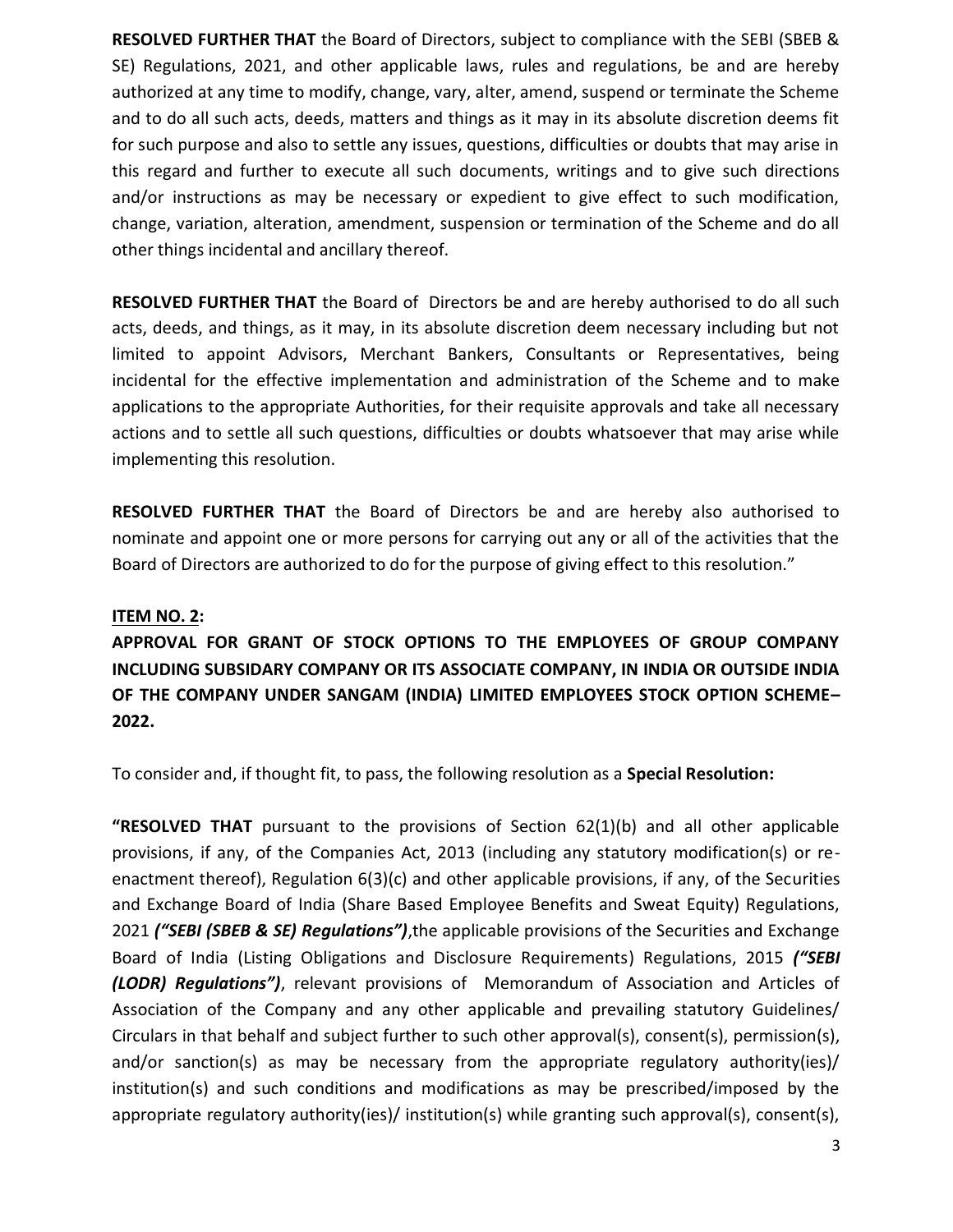**RESOLVED FURTHER THAT** the Board of Directors, subject to compliance with the SEBI (SBEB & SE) Regulations, 2021, and other applicable laws, rules and regulations, be and are hereby authorized at any time to modify, change, vary, alter, amend, suspend or terminate the Scheme and to do all such acts, deeds, matters and things as it may in its absolute discretion deems fit for such purpose and also to settle any issues, questions, difficulties or doubts that may arise in this regard and further to execute all such documents, writings and to give such directions and/or instructions as may be necessary or expedient to give effect to such modification, change, variation, alteration, amendment, suspension or termination of the Scheme and do all other things incidental and ancillary thereof.

**RESOLVED FURTHER THAT** the Board of Directors be and are hereby authorised to do all such acts, deeds, and things, as it may, in its absolute discretion deem necessary including but not limited to appoint Advisors, Merchant Bankers, Consultants or Representatives, being incidental for the effective implementation and administration of the Scheme and to make applications to the appropriate Authorities, for their requisite approvals and take all necessary actions and to settle all such questions, difficulties or doubts whatsoever that may arise while implementing this resolution.

**RESOLVED FURTHER THAT** the Board of Directors be and are hereby also authorised to nominate and appoint one or more persons for carrying out any or all of the activities that the Board of Directors are authorized to do for the purpose of giving effect to this resolution."

**ITEM NO. 2:**

**APPROVAL FOR GRANT OF STOCK OPTIONS TO THE EMPLOYEES OF GROUP COMPANY INCLUDING SUBSIDARY COMPANY OR ITS ASSOCIATE COMPANY, IN INDIA OR OUTSIDE INDIA OF THE COMPANY UNDER SANGAM (INDIA) LIMITED EMPLOYEES STOCK OPTION SCHEME– 2022.**

To consider and, if thought fit, to pass, the following resolution as a **Special Resolution:**

**"RESOLVED THAT** pursuant to the provisions of Section 62(1)(b) and all other applicable provisions, if any, of the Companies Act, 2013 (including any statutory modification(s) or re-enactment thereof), Regulation 6(3)(c) and other applicable provisions, if any, of the Securities and Exchange Board of India (Share Based Employee Benefits and Sweat Equity) Regulations, 2021 ***("SEBI (SBEB & SE) Regulations")***,the applicable provisions of the Securities and Exchange Board of India (Listing Obligations and Disclosure Requirements) Regulations, 2015 ***("SEBI (LODR) Regulations")***, relevant provisions of Memorandum of Association and Articles of Association of the Company and any other applicable and prevailing statutory Guidelines/ Circulars in that behalf and subject further to such other approval(s), consent(s), permission(s), and/or sanction(s) as may be necessary from the appropriate regulatory authority(ies)/ institution(s) and such conditions and modifications as may be prescribed/imposed by the appropriate regulatory authority(ies)/ institution(s) while granting such approval(s), consent(s),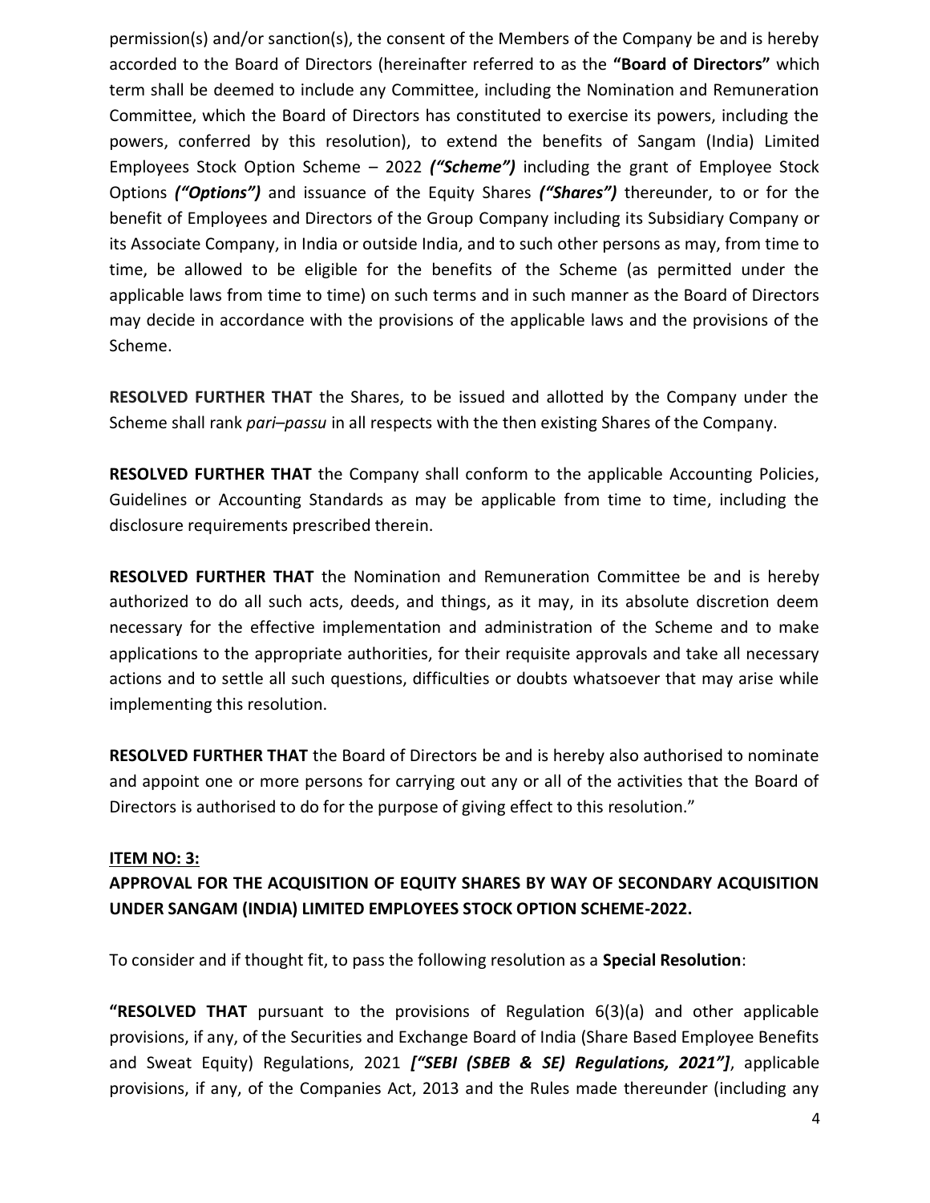permission(s) and/or sanction(s), the consent of the Members of the Company be and is hereby accorded to the Board of Directors (hereinafter referred to as the **"Board of Directors"** which term shall be deemed to include any Committee, including the Nomination and Remuneration Committee, which the Board of Directors has constituted to exercise its powers, including the powers, conferred by this resolution), to extend the benefits of Sangam (India) Limited Employees Stock Option Scheme – 2022 ***("Scheme")*** including the grant of Employee Stock Options ***("Options")*** and issuance of the Equity Shares ***("Shares")*** thereunder, to or for the benefit of Employees and Directors of the Group Company including its Subsidiary Company or its Associate Company, in India or outside India, and to such other persons as may, from time to time, be allowed to be eligible for the benefits of the Scheme (as permitted under the applicable laws from time to time) on such terms and in such manner as the Board of Directors may decide in accordance with the provisions of the applicable laws and the provisions of the Scheme.

**RESOLVED FURTHER THAT** the Shares, to be issued and allotted by the Company under the Scheme shall rank *pari–passu* in all respects with the then existing Shares of the Company.

**RESOLVED FURTHER THAT** the Company shall conform to the applicable Accounting Policies, Guidelines or Accounting Standards as may be applicable from time to time, including the disclosure requirements prescribed therein.

**RESOLVED FURTHER THAT** the Nomination and Remuneration Committee be and is hereby authorized to do all such acts, deeds, and things, as it may, in its absolute discretion deem necessary for the effective implementation and administration of the Scheme and to make applications to the appropriate authorities, for their requisite approvals and take all necessary actions and to settle all such questions, difficulties or doubts whatsoever that may arise while implementing this resolution.

**RESOLVED FURTHER THAT** the Board of Directors be and is hereby also authorised to nominate and appoint one or more persons for carrying out any or all of the activities that the Board of Directors is authorised to do for the purpose of giving effect to this resolution."

**ITEM NO: 3:**

**APPROVAL FOR THE ACQUISITION OF EQUITY SHARES BY WAY OF SECONDARY ACQUISITION UNDER SANGAM (INDIA) LIMITED EMPLOYEES STOCK OPTION SCHEME-2022.**

To consider and if thought fit, to pass the following resolution as a **Special Resolution**:

**"RESOLVED THAT** pursuant to the provisions of Regulation 6(3)(a) and other applicable provisions, if any, of the Securities and Exchange Board of India (Share Based Employee Benefits and Sweat Equity) Regulations, 2021 ***["SEBI (SBEB & SE) Regulations, 2021"]***, applicable provisions, if any, of the Companies Act, 2013 and the Rules made thereunder (including any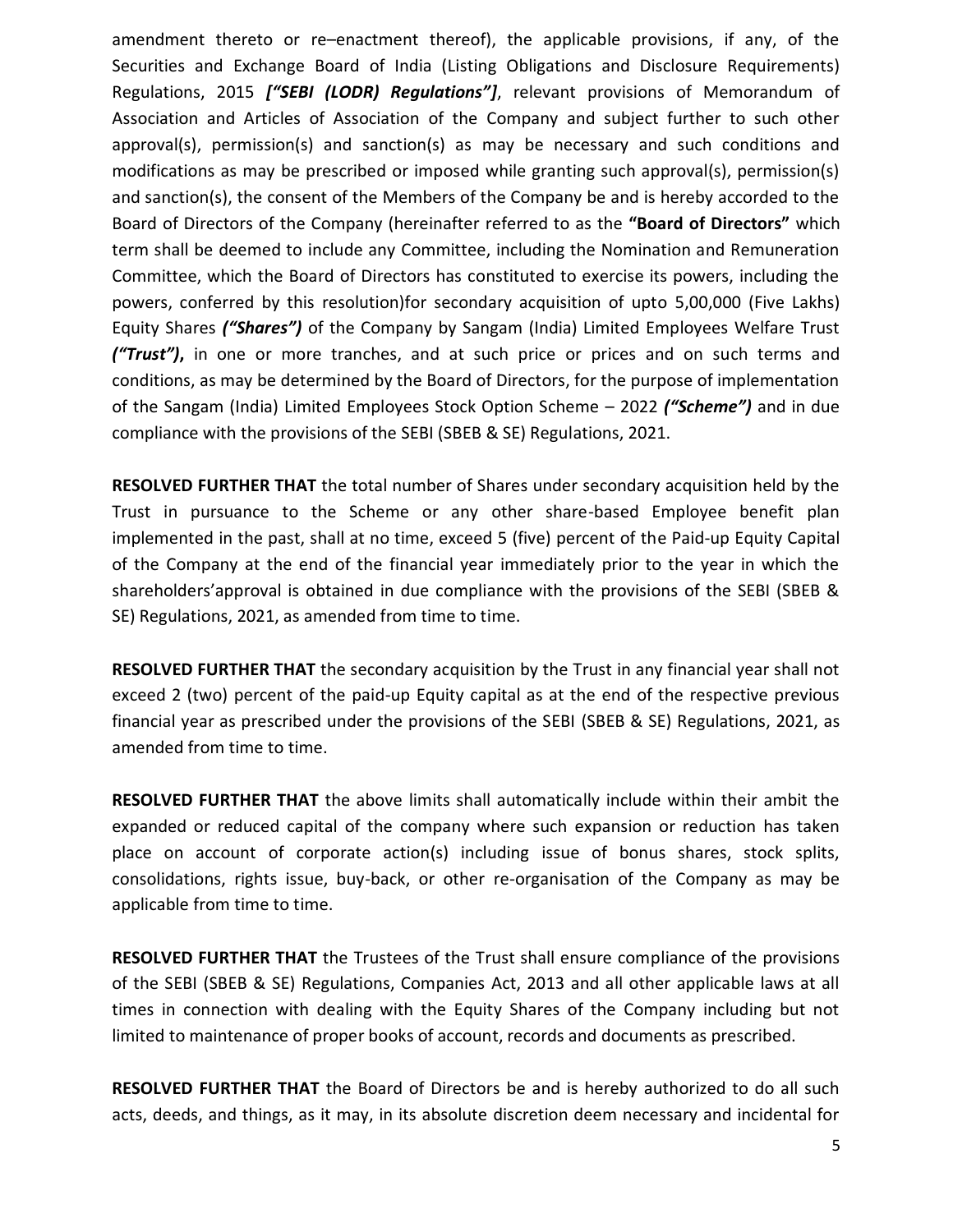amendment thereto or re–enactment thereof), the applicable provisions, if any, of the Securities and Exchange Board of India (Listing Obligations and Disclosure Requirements) Regulations, 2015 ***["SEBI (LODR) Regulations"]***, relevant provisions of Memorandum of Association and Articles of Association of the Company and subject further to such other approval(s), permission(s) and sanction(s) as may be necessary and such conditions and modifications as may be prescribed or imposed while granting such approval(s), permission(s) and sanction(s), the consent of the Members of the Company be and is hereby accorded to the Board of Directors of the Company (hereinafter referred to as the **"Board of Directors"** which term shall be deemed to include any Committee, including the Nomination and Remuneration Committee, which the Board of Directors has constituted to exercise its powers, including the powers, conferred by this resolution)for secondary acquisition of upto 5,00,000 (Five Lakhs) Equity Shares ***("Shares")*** of the Company by Sangam (India) Limited Employees Welfare Trust ***("Trust")*,** in one or more tranches, and at such price or prices and on such terms and conditions, as may be determined by the Board of Directors, for the purpose of implementation of the Sangam (India) Limited Employees Stock Option Scheme – 2022 ***("Scheme")*** and in due compliance with the provisions of the SEBI (SBEB & SE) Regulations, 2021.

**RESOLVED FURTHER THAT** the total number of Shares under secondary acquisition held by the Trust in pursuance to the Scheme or any other share-based Employee benefit plan implemented in the past, shall at no time, exceed 5 (five) percent of the Paid-up Equity Capital of the Company at the end of the financial year immediately prior to the year in which the shareholders'approval is obtained in due compliance with the provisions of the SEBI (SBEB & SE) Regulations, 2021, as amended from time to time.

**RESOLVED FURTHER THAT** the secondary acquisition by the Trust in any financial year shall not exceed 2 (two) percent of the paid-up Equity capital as at the end of the respective previous financial year as prescribed under the provisions of the SEBI (SBEB & SE) Regulations, 2021, as amended from time to time.

**RESOLVED FURTHER THAT** the above limits shall automatically include within their ambit the expanded or reduced capital of the company where such expansion or reduction has taken place on account of corporate action(s) including issue of bonus shares, stock splits, consolidations, rights issue, buy-back, or other re-organisation of the Company as may be applicable from time to time.

**RESOLVED FURTHER THAT** the Trustees of the Trust shall ensure compliance of the provisions of the SEBI (SBEB & SE) Regulations, Companies Act, 2013 and all other applicable laws at all times in connection with dealing with the Equity Shares of the Company including but not limited to maintenance of proper books of account, records and documents as prescribed.

**RESOLVED FURTHER THAT** the Board of Directors be and is hereby authorized to do all such acts, deeds, and things, as it may, in its absolute discretion deem necessary and incidental for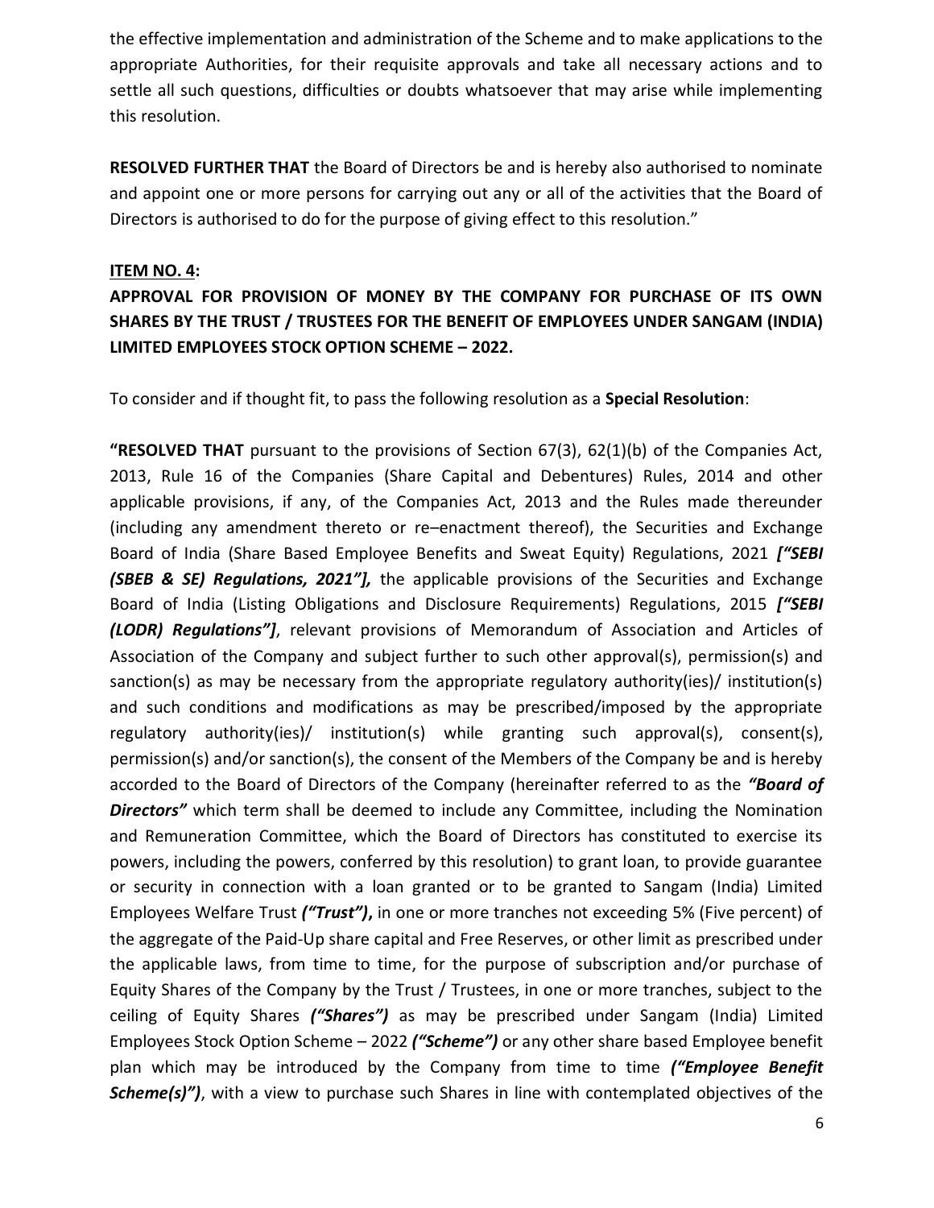the effective implementation and administration of the Scheme and to make applications to the appropriate Authorities, for their requisite approvals and take all necessary actions and to settle all such questions, difficulties or doubts whatsoever that may arise while implementing this resolution.

**RESOLVED FURTHER THAT** the Board of Directors be and is hereby also authorised to nominate and appoint one or more persons for carrying out any or all of the activities that the Board of Directors is authorised to do for the purpose of giving effect to this resolution."

**ITEM NO. 4:**

**APPROVAL FOR PROVISION OF MONEY BY THE COMPANY FOR PURCHASE OF ITS OWN SHARES BY THE TRUST / TRUSTEES FOR THE BENEFIT OF EMPLOYEES UNDER SANGAM (INDIA) LIMITED EMPLOYEES STOCK OPTION SCHEME – 2022.**

To consider and if thought fit, to pass the following resolution as a **Special Resolution**:

**"RESOLVED THAT** pursuant to the provisions of Section 67(3), 62(1)(b) of the Companies Act, 2013, Rule 16 of the Companies (Share Capital and Debentures) Rules, 2014 and other applicable provisions, if any, of the Companies Act, 2013 and the Rules made thereunder (including any amendment thereto or re–enactment thereof), the Securities and Exchange Board of India (Share Based Employee Benefits and Sweat Equity) Regulations, 2021 ***["SEBI (SBEB & SE) Regulations, 2021"],*** the applicable provisions of the Securities and Exchange Board of India (Listing Obligations and Disclosure Requirements) Regulations, 2015 ***["SEBI (LODR) Regulations"]***, relevant provisions of Memorandum of Association and Articles of Association of the Company and subject further to such other approval(s), permission(s) and sanction(s) as may be necessary from the appropriate regulatory authority(ies)/ institution(s) and such conditions and modifications as may be prescribed/imposed by the appropriate regulatory authority(ies)/ institution(s) while granting such approval(s), consent(s), permission(s) and/or sanction(s), the consent of the Members of the Company be and is hereby accorded to the Board of Directors of the Company (hereinafter referred to as the ***"Board of Directors"*** which term shall be deemed to include any Committee, including the Nomination and Remuneration Committee, which the Board of Directors has constituted to exercise its powers, including the powers, conferred by this resolution) to grant loan, to provide guarantee or security in connection with a loan granted or to be granted to Sangam (India) Limited Employees Welfare Trust ***("Trust"),*** in one or more tranches not exceeding 5% (Five percent) of the aggregate of the Paid-Up share capital and Free Reserves, or other limit as prescribed under the applicable laws, from time to time, for the purpose of subscription and/or purchase of Equity Shares of the Company by the Trust / Trustees, in one or more tranches, subject to the ceiling of Equity Shares ***("Shares")*** as may be prescribed under Sangam (India) Limited Employees Stock Option Scheme – 2022 ***("Scheme")*** or any other share based Employee benefit plan which may be introduced by the Company from time to time ***("Employee Benefit Scheme(s)")***, with a view to purchase such Shares in line with contemplated objectives of the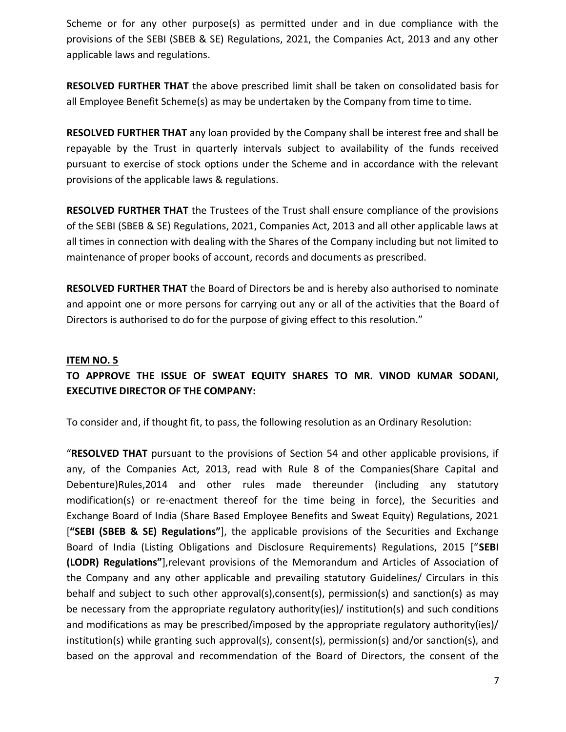Scheme or for any other purpose(s) as permitted under and in due compliance with the provisions of the SEBI (SBEB & SE) Regulations, 2021, the Companies Act, 2013 and any other applicable laws and regulations.

**RESOLVED FURTHER THAT** the above prescribed limit shall be taken on consolidated basis for all Employee Benefit Scheme(s) as may be undertaken by the Company from time to time.

**RESOLVED FURTHER THAT** any loan provided by the Company shall be interest free and shall be repayable by the Trust in quarterly intervals subject to availability of the funds received pursuant to exercise of stock options under the Scheme and in accordance with the relevant provisions of the applicable laws & regulations.

**RESOLVED FURTHER THAT** the Trustees of the Trust shall ensure compliance of the provisions of the SEBI (SBEB & SE) Regulations, 2021, Companies Act, 2013 and all other applicable laws at all times in connection with dealing with the Shares of the Company including but not limited to maintenance of proper books of account, records and documents as prescribed.

**RESOLVED FURTHER THAT** the Board of Directors be and is hereby also authorised to nominate and appoint one or more persons for carrying out any or all of the activities that the Board of Directors is authorised to do for the purpose of giving effect to this resolution."

**ITEM NO. 5**

**TO APPROVE THE ISSUE OF SWEAT EQUITY SHARES TO MR. VINOD KUMAR SODANI, EXECUTIVE DIRECTOR OF THE COMPANY:**

To consider and, if thought fit, to pass, the following resolution as an Ordinary Resolution:

"**RESOLVED THAT** pursuant to the provisions of Section 54 and other applicable provisions, if any, of the Companies Act, 2013, read with Rule 8 of the Companies(Share Capital and Debenture)Rules,2014 and other rules made thereunder (including any statutory modification(s) or re-enactment thereof for the time being in force), the Securities and Exchange Board of India (Share Based Employee Benefits and Sweat Equity) Regulations, 2021 [**"SEBI (SBEB & SE) Regulations"**], the applicable provisions of the Securities and Exchange Board of India (Listing Obligations and Disclosure Requirements) Regulations, 2015 ["**SEBI (LODR) Regulations"**],relevant provisions of the Memorandum and Articles of Association of the Company and any other applicable and prevailing statutory Guidelines/ Circulars in this behalf and subject to such other approval(s),consent(s), permission(s) and sanction(s) as may be necessary from the appropriate regulatory authority(ies)/ institution(s) and such conditions and modifications as may be prescribed/imposed by the appropriate regulatory authority(ies)/ institution(s) while granting such approval(s), consent(s), permission(s) and/or sanction(s), and based on the approval and recommendation of the Board of Directors, the consent of the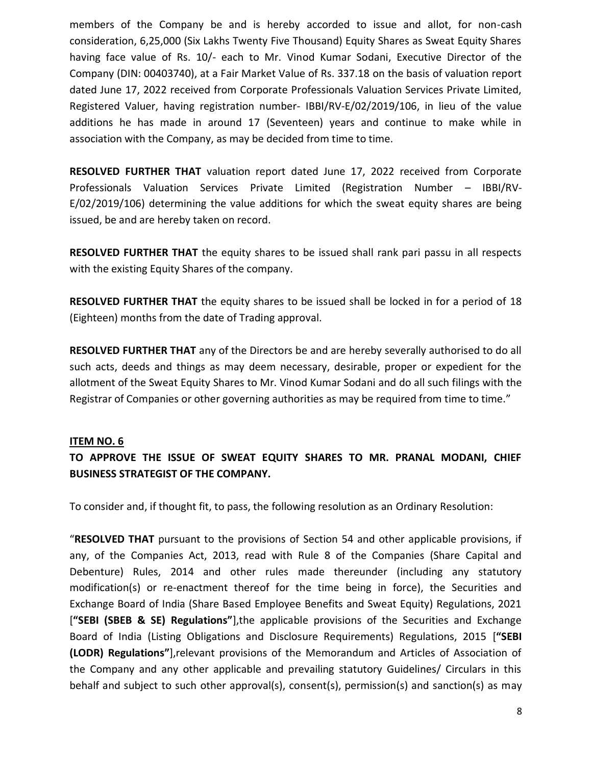members of the Company be and is hereby accorded to issue and allot, for non-cash consideration, 6,25,000 (Six Lakhs Twenty Five Thousand) Equity Shares as Sweat Equity Shares having face value of Rs. 10/- each to Mr. Vinod Kumar Sodani, Executive Director of the Company (DIN: 00403740), at a Fair Market Value of Rs. 337.18 on the basis of valuation report dated June 17, 2022 received from Corporate Professionals Valuation Services Private Limited, Registered Valuer, having registration number- IBBI/RV-E/02/2019/106, in lieu of the value additions he has made in around 17 (Seventeen) years and continue to make while in association with the Company, as may be decided from time to time.

**RESOLVED FURTHER THAT** valuation report dated June 17, 2022 received from Corporate Professionals Valuation Services Private Limited (Registration Number – IBBI/RV-E/02/2019/106) determining the value additions for which the sweat equity shares are being issued, be and are hereby taken on record.

**RESOLVED FURTHER THAT** the equity shares to be issued shall rank pari passu in all respects with the existing Equity Shares of the company.

**RESOLVED FURTHER THAT** the equity shares to be issued shall be locked in for a period of 18 (Eighteen) months from the date of Trading approval.

**RESOLVED FURTHER THAT** any of the Directors be and are hereby severally authorised to do all such acts, deeds and things as may deem necessary, desirable, proper or expedient for the allotment of the Sweat Equity Shares to Mr. Vinod Kumar Sodani and do all such filings with the Registrar of Companies or other governing authorities as may be required from time to time."

**ITEM NO. 6**

**TO APPROVE THE ISSUE OF SWEAT EQUITY SHARES TO MR. PRANAL MODANI, CHIEF BUSINESS STRATEGIST OF THE COMPANY.**

To consider and, if thought fit, to pass, the following resolution as an Ordinary Resolution:

"**RESOLVED THAT** pursuant to the provisions of Section 54 and other applicable provisions, if any, of the Companies Act, 2013, read with Rule 8 of the Companies (Share Capital and Debenture) Rules, 2014 and other rules made thereunder (including any statutory modification(s) or re-enactment thereof for the time being in force), the Securities and Exchange Board of India (Share Based Employee Benefits and Sweat Equity) Regulations, 2021 [**"SEBI (SBEB & SE) Regulations"**],the applicable provisions of the Securities and Exchange Board of India (Listing Obligations and Disclosure Requirements) Regulations, 2015 [**"SEBI (LODR) Regulations"**],relevant provisions of the Memorandum and Articles of Association of the Company and any other applicable and prevailing statutory Guidelines/ Circulars in this behalf and subject to such other approval(s), consent(s), permission(s) and sanction(s) as may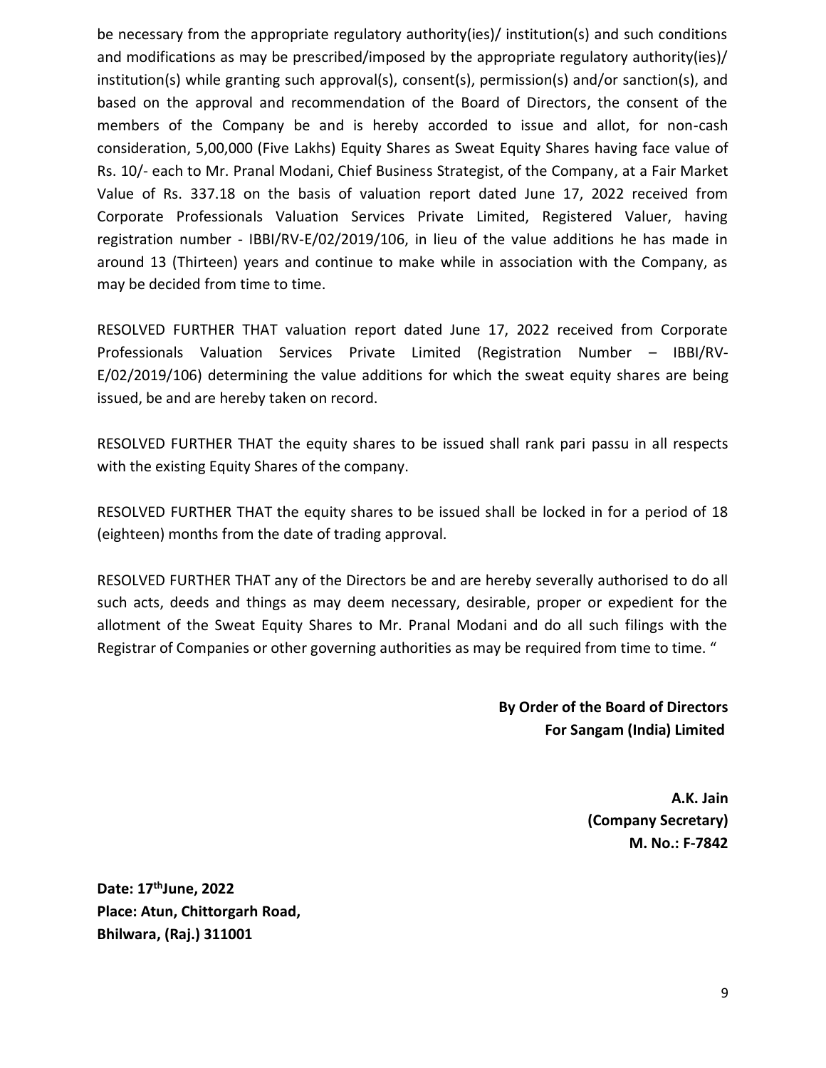be necessary from the appropriate regulatory authority(ies)/ institution(s) and such conditions and modifications as may be prescribed/imposed by the appropriate regulatory authority(ies)/ institution(s) while granting such approval(s), consent(s), permission(s) and/or sanction(s), and based on the approval and recommendation of the Board of Directors, the consent of the members of the Company be and is hereby accorded to issue and allot, for non-cash consideration, 5,00,000 (Five Lakhs) Equity Shares as Sweat Equity Shares having face value of Rs. 10/- each to Mr. Pranal Modani, Chief Business Strategist, of the Company, at a Fair Market Value of Rs. 337.18 on the basis of valuation report dated June 17, 2022 received from Corporate Professionals Valuation Services Private Limited, Registered Valuer, having registration number - IBBI/RV-E/02/2019/106, in lieu of the value additions he has made in around 13 (Thirteen) years and continue to make while in association with the Company, as may be decided from time to time.

RESOLVED FURTHER THAT valuation report dated June 17, 2022 received from Corporate Professionals Valuation Services Private Limited (Registration Number – IBBI/RV-E/02/2019/106) determining the value additions for which the sweat equity shares are being issued, be and are hereby taken on record.

RESOLVED FURTHER THAT the equity shares to be issued shall rank pari passu in all respects with the existing Equity Shares of the company.

RESOLVED FURTHER THAT the equity shares to be issued shall be locked in for a period of 18 (eighteen) months from the date of trading approval.

RESOLVED FURTHER THAT any of the Directors be and are hereby severally authorised to do all such acts, deeds and things as may deem necessary, desirable, proper or expedient for the allotment of the Sweat Equity Shares to Mr. Pranal Modani and do all such filings with the Registrar of Companies or other governing authorities as may be required from time to time. "

**By Order of the Board of Directors**
**For Sangam (India) Limited**

**A.K. Jain**
**(Company Secretary)**
**M. No.: F-7842**

**Date: 17th June, 2022**
**Place: Atun, Chittorgarh Road,**
**Bhilwara, (Raj.) 311001**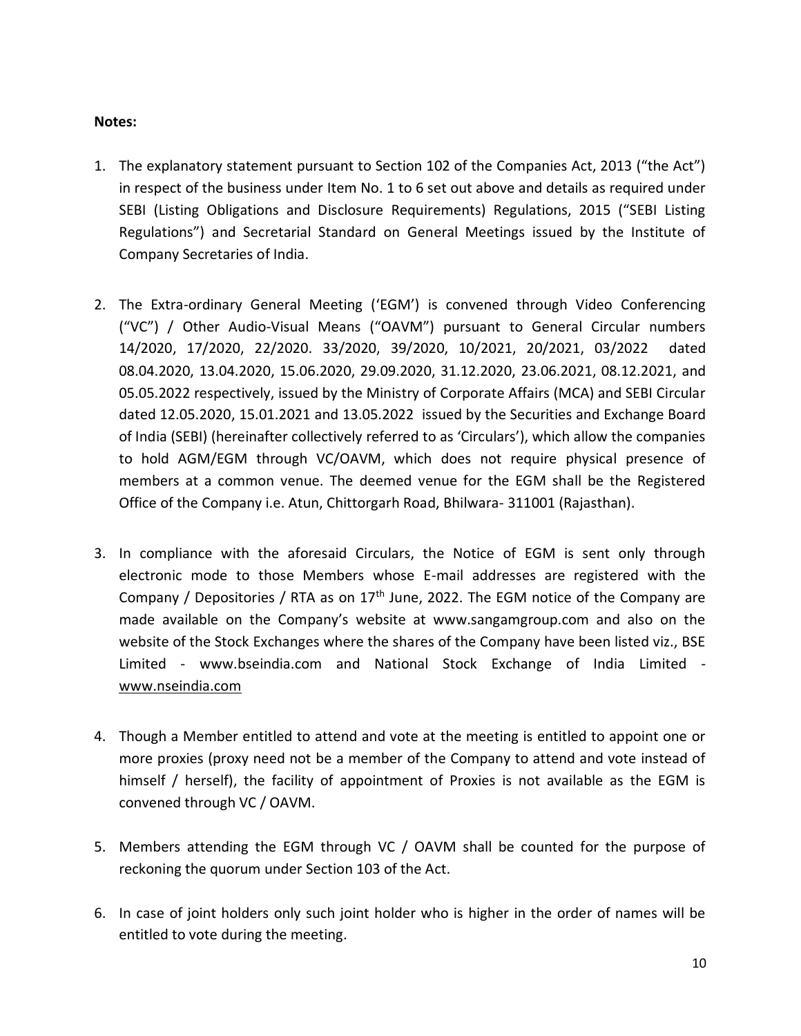**Notes:**

1. The explanatory statement pursuant to Section 102 of the Companies Act, 2013 ("the Act") in respect of the business under Item No. 1 to 6 set out above and details as required under SEBI (Listing Obligations and Disclosure Requirements) Regulations, 2015 ("SEBI Listing Regulations") and Secretarial Standard on General Meetings issued by the Institute of Company Secretaries of India.

2. The Extra-ordinary General Meeting ('EGM') is convened through Video Conferencing ("VC") / Other Audio-Visual Means ("OAVM") pursuant to General Circular numbers 14/2020, 17/2020, 22/2020. 33/2020, 39/2020, 10/2021, 20/2021, 03/2022 dated 08.04.2020, 13.04.2020, 15.06.2020, 29.09.2020, 31.12.2020, 23.06.2021, 08.12.2021, and 05.05.2022 respectively, issued by the Ministry of Corporate Affairs (MCA) and SEBI Circular dated 12.05.2020, 15.01.2021 and 13.05.2022 issued by the Securities and Exchange Board of India (SEBI) (hereinafter collectively referred to as 'Circulars'), which allow the companies to hold AGM/EGM through VC/OAVM, which does not require physical presence of members at a common venue. The deemed venue for the EGM shall be the Registered Office of the Company i.e. Atun, Chittorgarh Road, Bhilwara- 311001 (Rajasthan).

3. In compliance with the aforesaid Circulars, the Notice of EGM is sent only through electronic mode to those Members whose E-mail addresses are registered with the Company / Depositories / RTA as on 17th June, 2022. The EGM notice of the Company are made available on the Company's website at www.sangamgroup.com and also on the website of the Stock Exchanges where the shares of the Company have been listed viz., BSE Limited - www.bseindia.com and National Stock Exchange of India Limited - www.nseindia.com

4. Though a Member entitled to attend and vote at the meeting is entitled to appoint one or more proxies (proxy need not be a member of the Company to attend and vote instead of himself / herself), the facility of appointment of Proxies is not available as the EGM is convened through VC / OAVM.

5. Members attending the EGM through VC / OAVM shall be counted for the purpose of reckoning the quorum under Section 103 of the Act.

6. In case of joint holders only such joint holder who is higher in the order of names will be entitled to vote during the meeting.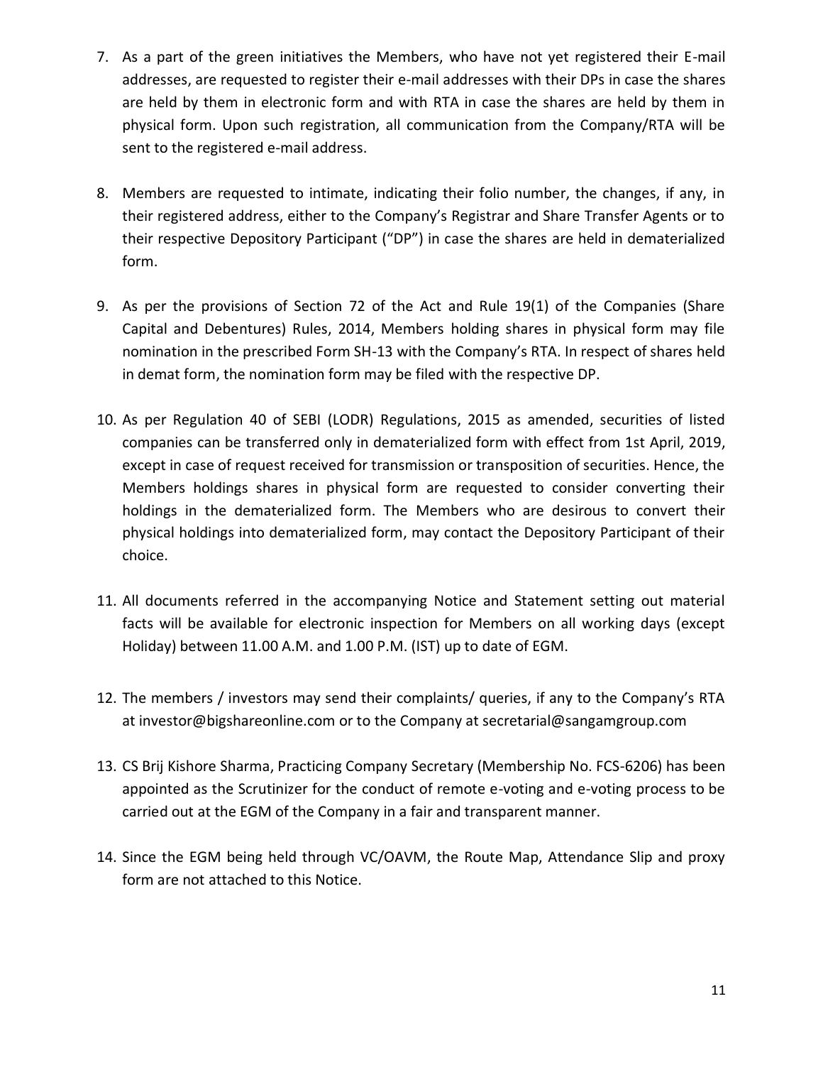7. As a part of the green initiatives the Members, who have not yet registered their E-mail addresses, are requested to register their e-mail addresses with their DPs in case the shares are held by them in electronic form and with RTA in case the shares are held by them in physical form. Upon such registration, all communication from the Company/RTA will be sent to the registered e-mail address.

8. Members are requested to intimate, indicating their folio number, the changes, if any, in their registered address, either to the Company's Registrar and Share Transfer Agents or to their respective Depository Participant ("DP") in case the shares are held in dematerialized form.

9. As per the provisions of Section 72 of the Act and Rule 19(1) of the Companies (Share Capital and Debentures) Rules, 2014, Members holding shares in physical form may file nomination in the prescribed Form SH-13 with the Company's RTA. In respect of shares held in demat form, the nomination form may be filed with the respective DP.

10. As per Regulation 40 of SEBI (LODR) Regulations, 2015 as amended, securities of listed companies can be transferred only in dematerialized form with effect from 1st April, 2019, except in case of request received for transmission or transposition of securities. Hence, the Members holdings shares in physical form are requested to consider converting their holdings in the dematerialized form. The Members who are desirous to convert their physical holdings into dematerialized form, may contact the Depository Participant of their choice.

11. All documents referred in the accompanying Notice and Statement setting out material facts will be available for electronic inspection for Members on all working days (except Holiday) between 11.00 A.M. and 1.00 P.M. (IST) up to date of EGM.

12. The members / investors may send their complaints/ queries, if any to the Company's RTA at investor@bigshareonline.com or to the Company at secretarial@sangamgroup.com

13. CS Brij Kishore Sharma, Practicing Company Secretary (Membership No. FCS-6206) has been appointed as the Scrutinizer for the conduct of remote e-voting and e-voting process to be carried out at the EGM of the Company in a fair and transparent manner.

14. Since the EGM being held through VC/OAVM, the Route Map, Attendance Slip and proxy form are not attached to this Notice.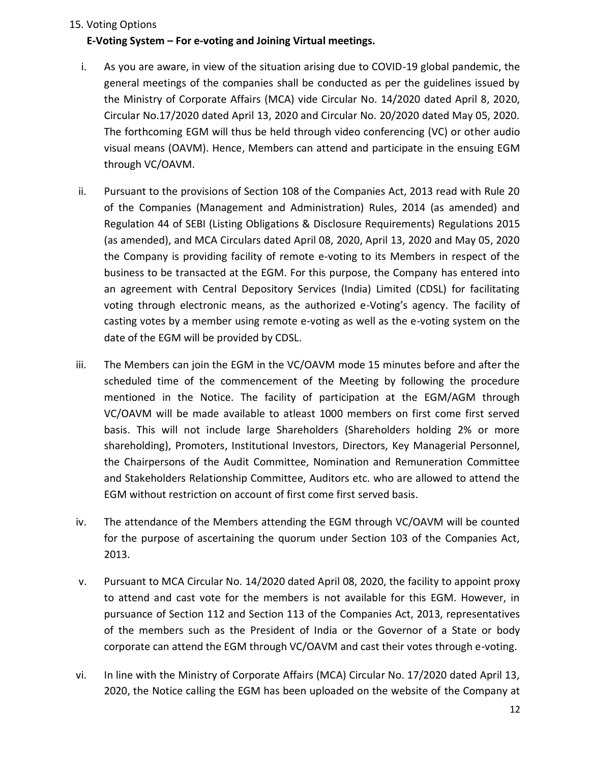15. Voting Options

**E-Voting System – For e-voting and Joining Virtual meetings.**

i. As you are aware, in view of the situation arising due to COVID-19 global pandemic, the general meetings of the companies shall be conducted as per the guidelines issued by the Ministry of Corporate Affairs (MCA) vide Circular No. 14/2020 dated April 8, 2020, Circular No.17/2020 dated April 13, 2020 and Circular No. 20/2020 dated May 05, 2020. The forthcoming EGM will thus be held through video conferencing (VC) or other audio visual means (OAVM). Hence, Members can attend and participate in the ensuing EGM through VC/OAVM.

ii. Pursuant to the provisions of Section 108 of the Companies Act, 2013 read with Rule 20 of the Companies (Management and Administration) Rules, 2014 (as amended) and Regulation 44 of SEBI (Listing Obligations & Disclosure Requirements) Regulations 2015 (as amended), and MCA Circulars dated April 08, 2020, April 13, 2020 and May 05, 2020 the Company is providing facility of remote e-voting to its Members in respect of the business to be transacted at the EGM. For this purpose, the Company has entered into an agreement with Central Depository Services (India) Limited (CDSL) for facilitating voting through electronic means, as the authorized e-Voting's agency. The facility of casting votes by a member using remote e-voting as well as the e-voting system on the date of the EGM will be provided by CDSL.

iii. The Members can join the EGM in the VC/OAVM mode 15 minutes before and after the scheduled time of the commencement of the Meeting by following the procedure mentioned in the Notice. The facility of participation at the EGM/AGM through VC/OAVM will be made available to atleast 1000 members on first come first served basis. This will not include large Shareholders (Shareholders holding 2% or more shareholding), Promoters, Institutional Investors, Directors, Key Managerial Personnel, the Chairpersons of the Audit Committee, Nomination and Remuneration Committee and Stakeholders Relationship Committee, Auditors etc. who are allowed to attend the EGM without restriction on account of first come first served basis.

iv. The attendance of the Members attending the EGM through VC/OAVM will be counted for the purpose of ascertaining the quorum under Section 103 of the Companies Act, 2013.

v. Pursuant to MCA Circular No. 14/2020 dated April 08, 2020, the facility to appoint proxy to attend and cast vote for the members is not available for this EGM. However, in pursuance of Section 112 and Section 113 of the Companies Act, 2013, representatives of the members such as the President of India or the Governor of a State or body corporate can attend the EGM through VC/OAVM and cast their votes through e-voting.

vi. In line with the Ministry of Corporate Affairs (MCA) Circular No. 17/2020 dated April 13, 2020, the Notice calling the EGM has been uploaded on the website of the Company at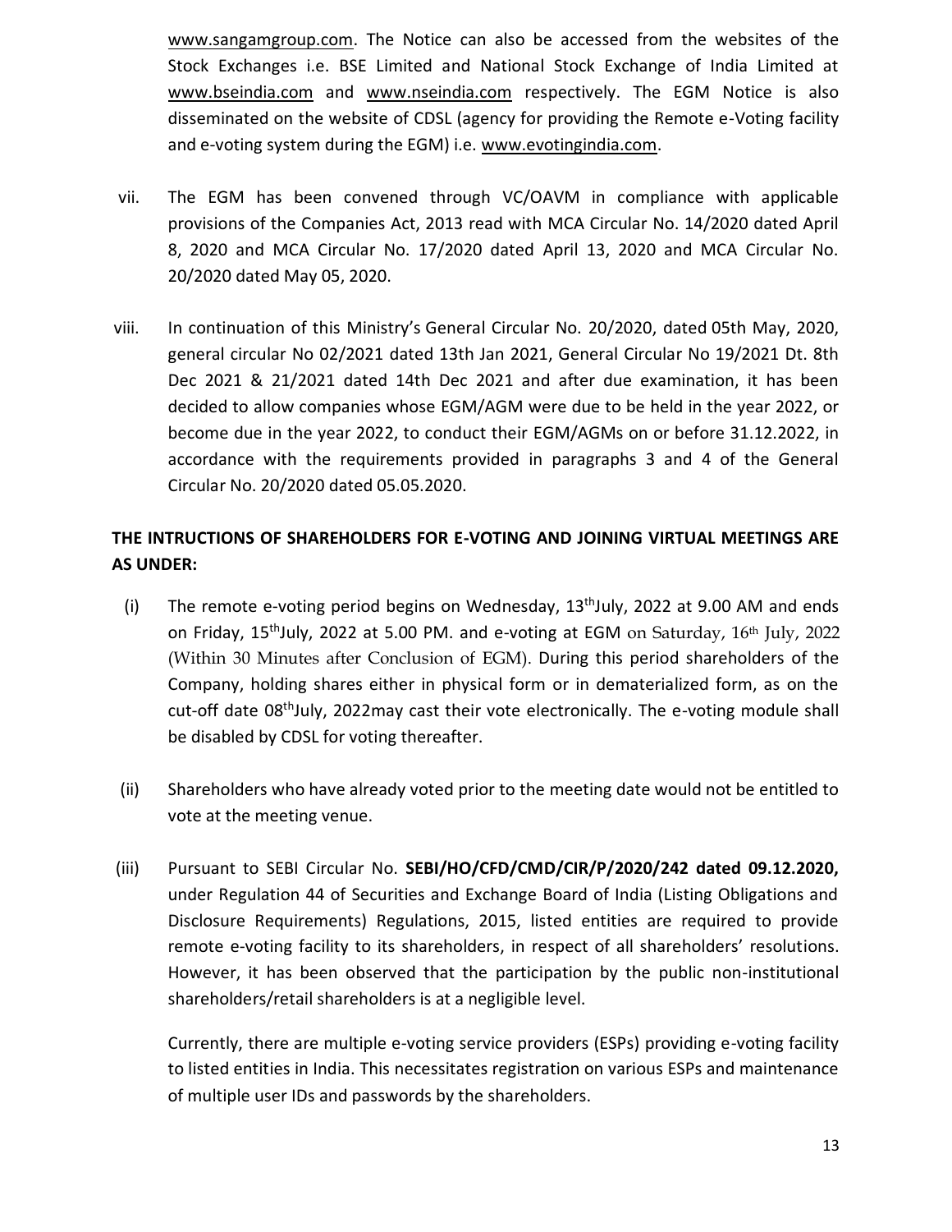www.sangamgroup.com. The Notice can also be accessed from the websites of the Stock Exchanges i.e. BSE Limited and National Stock Exchange of India Limited at www.bseindia.com and www.nseindia.com respectively. The EGM Notice is also disseminated on the website of CDSL (agency for providing the Remote e-Voting facility and e-voting system during the EGM) i.e. www.evotingindia.com.

vii. The EGM has been convened through VC/OAVM in compliance with applicable provisions of the Companies Act, 2013 read with MCA Circular No. 14/2020 dated April 8, 2020 and MCA Circular No. 17/2020 dated April 13, 2020 and MCA Circular No. 20/2020 dated May 05, 2020.

viii. In continuation of this Ministry's General Circular No. 20/2020, dated 05th May, 2020, general circular No 02/2021 dated 13th Jan 2021, General Circular No 19/2021 Dt. 8th Dec 2021 & 21/2021 dated 14th Dec 2021 and after due examination, it has been decided to allow companies whose EGM/AGM were due to be held in the year 2022, or become due in the year 2022, to conduct their EGM/AGMs on or before 31.12.2022, in accordance with the requirements provided in paragraphs 3 and 4 of the General Circular No. 20/2020 dated 05.05.2020.

**THE INTRUCTIONS OF SHAREHOLDERS FOR E-VOTING AND JOINING VIRTUAL MEETINGS ARE AS UNDER:**

(i) The remote e-voting period begins on Wednesday, 13th July, 2022 at 9.00 AM and ends on Friday, 15th July, 2022 at 5.00 PM. and e-voting at EGM on Saturday, 16th July, 2022 (Within 30 Minutes after Conclusion of EGM). During this period shareholders of the Company, holding shares either in physical form or in dematerialized form, as on the cut-off date 08th July, 2022may cast their vote electronically. The e-voting module shall be disabled by CDSL for voting thereafter.

(ii) Shareholders who have already voted prior to the meeting date would not be entitled to vote at the meeting venue.

(iii) Pursuant to SEBI Circular No. **SEBI/HO/CFD/CMD/CIR/P/2020/242 dated 09.12.2020,** under Regulation 44 of Securities and Exchange Board of India (Listing Obligations and Disclosure Requirements) Regulations, 2015, listed entities are required to provide remote e-voting facility to its shareholders, in respect of all shareholders' resolutions. However, it has been observed that the participation by the public non-institutional shareholders/retail shareholders is at a negligible level.

Currently, there are multiple e-voting service providers (ESPs) providing e-voting facility to listed entities in India. This necessitates registration on various ESPs and maintenance of multiple user IDs and passwords by the shareholders.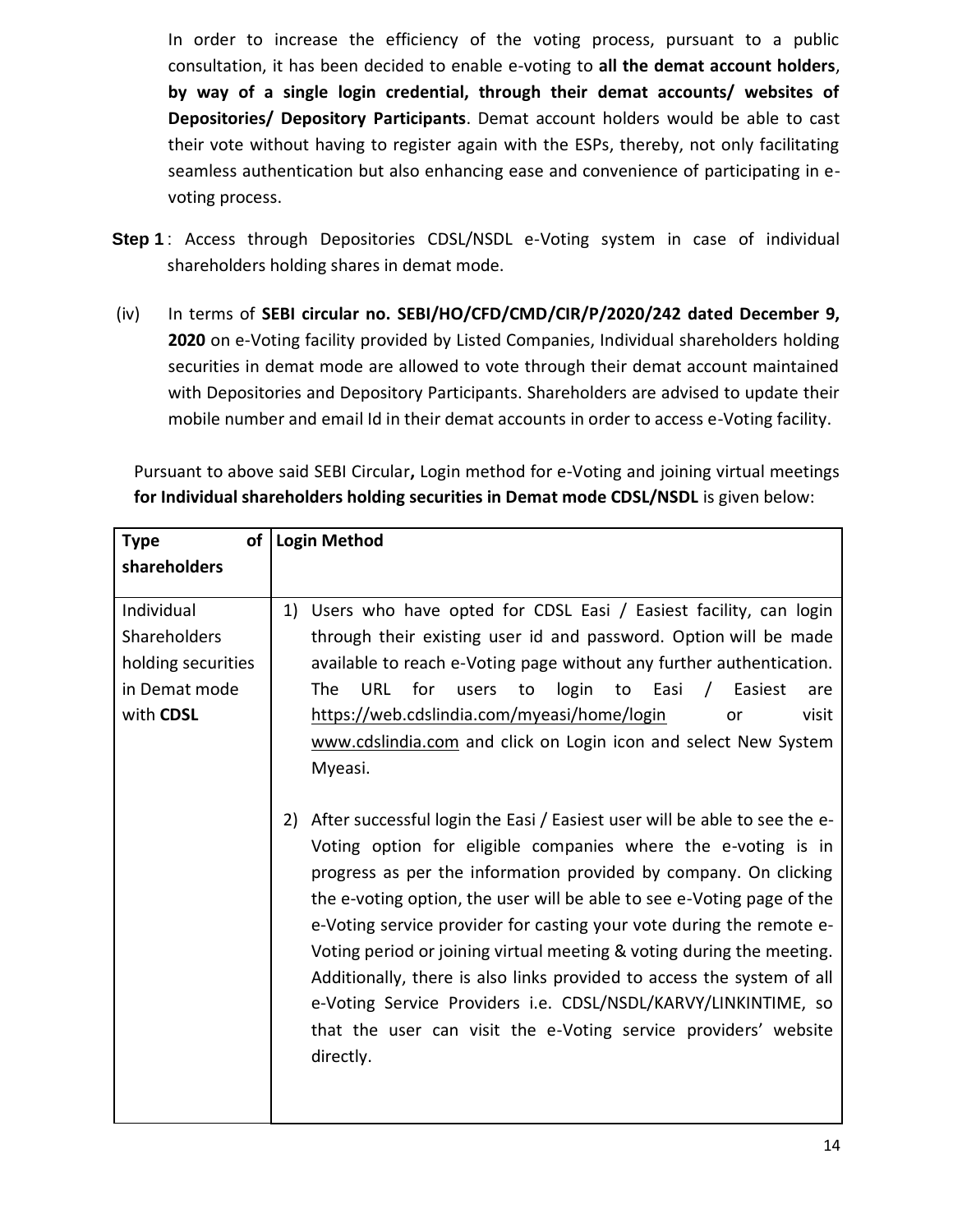In order to increase the efficiency of the voting process, pursuant to a public consultation, it has been decided to enable e-voting to **all the demat account holders**, **by way of a single login credential, through their demat accounts/ websites of Depositories/ Depository Participants**. Demat account holders would be able to cast their vote without having to register again with the ESPs, thereby, not only facilitating seamless authentication but also enhancing ease and convenience of participating in e-voting process.

**Step 1** : Access through Depositories CDSL/NSDL e-Voting system in case of individual shareholders holding shares in demat mode.

(iv) In terms of **SEBI circular no. SEBI/HO/CFD/CMD/CIR/P/2020/242 dated December 9, 2020** on e-Voting facility provided by Listed Companies, Individual shareholders holding securities in demat mode are allowed to vote through their demat account maintained with Depositories and Depository Participants. Shareholders are advised to update their mobile number and email Id in their demat accounts in order to access e-Voting facility.

Pursuant to above said SEBI Circular**,** Login method for e-Voting and joining virtual meetings **for Individual shareholders holding securities in Demat mode CDSL/NSDL** is given below:

| **Type of shareholders** | **Login Method** |
|---|---|
| Individual Shareholders holding securities in Demat mode with **CDSL** | 1) Users who have opted for CDSL Easi / Easiest facility, can login through their existing user id and password. Option will be made available to reach e-Voting page without any further authentication. The URL for users to login to Easi / Easiest are https://web.cdslindia.com/myeasi/home/login or visit www.cdslindia.com and click on Login icon and select New System Myeasi.<br><br>2) After successful login the Easi / Easiest user will be able to see the e-Voting option for eligible companies where the e-voting is in progress as per the information provided by company. On clicking the e-voting option, the user will be able to see e-Voting page of the e-Voting service provider for casting your vote during the remote e-Voting period or joining virtual meeting & voting during the meeting. Additionally, there is also links provided to access the system of all e-Voting Service Providers i.e. CDSL/NSDL/KARVY/LINKINTIME, so that the user can visit the e-Voting service providers' website directly. |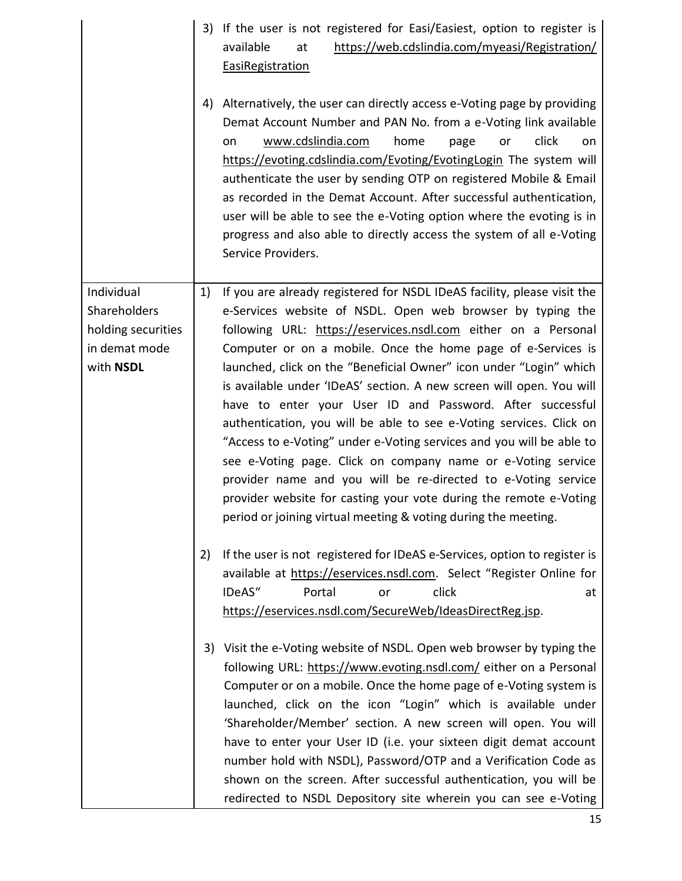| | |
|---|---|
| | 3) If the user is not registered for Easi/Easiest, option to register is available at https://web.cdslindia.com/myeasi/Registration/EasiRegistration<br><br>4) Alternatively, the user can directly access e-Voting page by providing Demat Account Number and PAN No. from a e-Voting link available on www.cdslindia.com home page or click on https://evoting.cdslindia.com/Evoting/EvotingLogin The system will authenticate the user by sending OTP on registered Mobile & Email as recorded in the Demat Account. After successful authentication, user will be able to see the e-Voting option where the evoting is in progress and also able to directly access the system of all e-Voting Service Providers. |
| Individual Shareholders holding securities in demat mode with **NSDL** | 1) If you are already registered for NSDL IDeAS facility, please visit the e-Services website of NSDL. Open web browser by typing the following URL: https://eservices.nsdl.com either on a Personal Computer or on a mobile. Once the home page of e-Services is launched, click on the "Beneficial Owner" icon under "Login" which is available under 'IDeAS' section. A new screen will open. You will have to enter your User ID and Password. After successful authentication, you will be able to see e-Voting services. Click on "Access to e-Voting" under e-Voting services and you will be able to see e-Voting page. Click on company name or e-Voting service provider name and you will be re-directed to e-Voting service provider website for casting your vote during the remote e-Voting period or joining virtual meeting & voting during the meeting.<br><br>2) If the user is not registered for IDeAS e-Services, option to register is available at https://eservices.nsdl.com. Select "Register Online for IDeAS" Portal or click at https://eservices.nsdl.com/SecureWeb/IdeasDirectReg.jsp.<br><br>3) Visit the e-Voting website of NSDL. Open web browser by typing the following URL: https://www.evoting.nsdl.com/ either on a Personal Computer or on a mobile. Once the home page of e-Voting system is launched, click on the icon "Login" which is available under 'Shareholder/Member' section. A new screen will open. You will have to enter your User ID (i.e. your sixteen digit demat account number hold with NSDL), Password/OTP and a Verification Code as shown on the screen. After successful authentication, you will be redirected to NSDL Depository site wherein you can see e-Voting |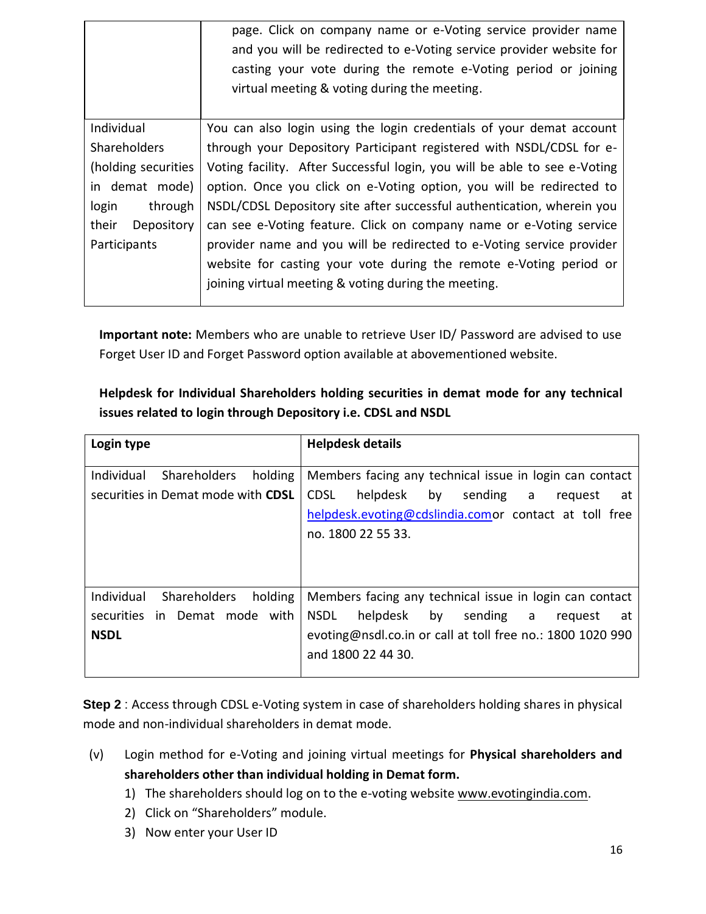| | |
|---|---|
| | page. Click on company name or e-Voting service provider name and you will be redirected to e-Voting service provider website for casting your vote during the remote e-Voting period or joining virtual meeting & voting during the meeting. |
| Individual Shareholders (holding securities in demat mode) login through their Depository Participants | You can also login using the login credentials of your demat account through your Depository Participant registered with NSDL/CDSL for e-Voting facility. After Successful login, you will be able to see e-Voting option. Once you click on e-Voting option, you will be redirected to NSDL/CDSL Depository site after successful authentication, wherein you can see e-Voting feature. Click on company name or e-Voting service provider name and you will be redirected to e-Voting service provider website for casting your vote during the remote e-Voting period or joining virtual meeting & voting during the meeting. |

**Important note:** Members who are unable to retrieve User ID/ Password are advised to use Forget User ID and Forget Password option available at abovementioned website.

**Helpdesk for Individual Shareholders holding securities in demat mode for any technical issues related to login through Depository i.e. CDSL and NSDL**

| **Login type** | **Helpdesk details** |
|---|---|
| Individual Shareholders holding securities in Demat mode with **CDSL** | Members facing any technical issue in login can contact CDSL helpdesk by sending a request at helpdesk.evoting@cdslindia.comor contact at toll free no. 1800 22 55 33. |
| Individual Shareholders holding securities in Demat mode with **NSDL** | Members facing any technical issue in login can contact NSDL helpdesk by sending a request at evoting@nsdl.co.in or call at toll free no.: 1800 1020 990 and 1800 22 44 30. |

**Step 2** : Access through CDSL e-Voting system in case of shareholders holding shares in physical mode and non-individual shareholders in demat mode.

(v) Login method for e-Voting and joining virtual meetings for **Physical shareholders and shareholders other than individual holding in Demat form.**

1) The shareholders should log on to the e-voting website www.evotingindia.com.
2) Click on "Shareholders" module.
3) Now enter your User ID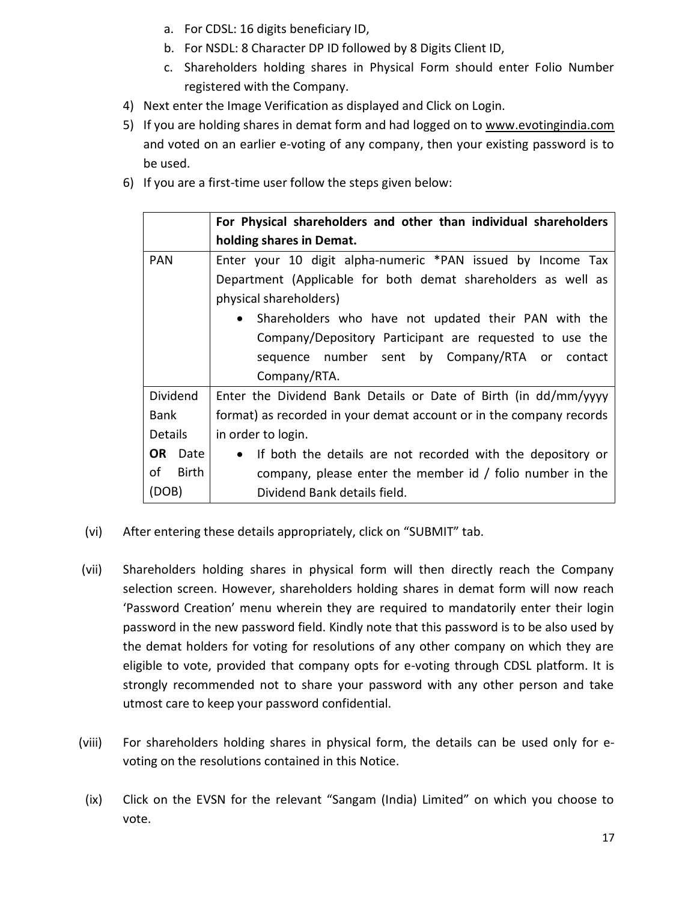a. For CDSL: 16 digits beneficiary ID,
b. For NSDL: 8 Character DP ID followed by 8 Digits Client ID,
c. Shareholders holding shares in Physical Form should enter Folio Number registered with the Company.

4) Next enter the Image Verification as displayed and Click on Login.
5) If you are holding shares in demat form and had logged on to www.evotingindia.com and voted on an earlier e-voting of any company, then your existing password is to be used.
6) If you are a first-time user follow the steps given below:

| | **For Physical shareholders and other than individual shareholders holding shares in Demat.** |
|---|---|
| PAN | Enter your 10 digit alpha-numeric *PAN issued by Income Tax Department (Applicable for both demat shareholders as well as physical shareholders)<br>• Shareholders who have not updated their PAN with the Company/Depository Participant are requested to use the sequence number sent by Company/RTA or contact Company/RTA. |
| Dividend Bank Details **OR** Date of Birth (DOB) | Enter the Dividend Bank Details or Date of Birth (in dd/mm/yyyy format) as recorded in your demat account or in the company records in order to login.<br>• If both the details are not recorded with the depository or company, please enter the member id / folio number in the Dividend Bank details field. |

(vi) After entering these details appropriately, click on “SUBMIT” tab.

(vii) Shareholders holding shares in physical form will then directly reach the Company selection screen. However, shareholders holding shares in demat form will now reach ‘Password Creation’ menu wherein they are required to mandatorily enter their login password in the new password field. Kindly note that this password is to be also used by the demat holders for voting for resolutions of any other company on which they are eligible to vote, provided that company opts for e-voting through CDSL platform. It is strongly recommended not to share your password with any other person and take utmost care to keep your password confidential.

(viii) For shareholders holding shares in physical form, the details can be used only for e-voting on the resolutions contained in this Notice.

(ix) Click on the EVSN for the relevant “Sangam (India) Limited” on which you choose to vote.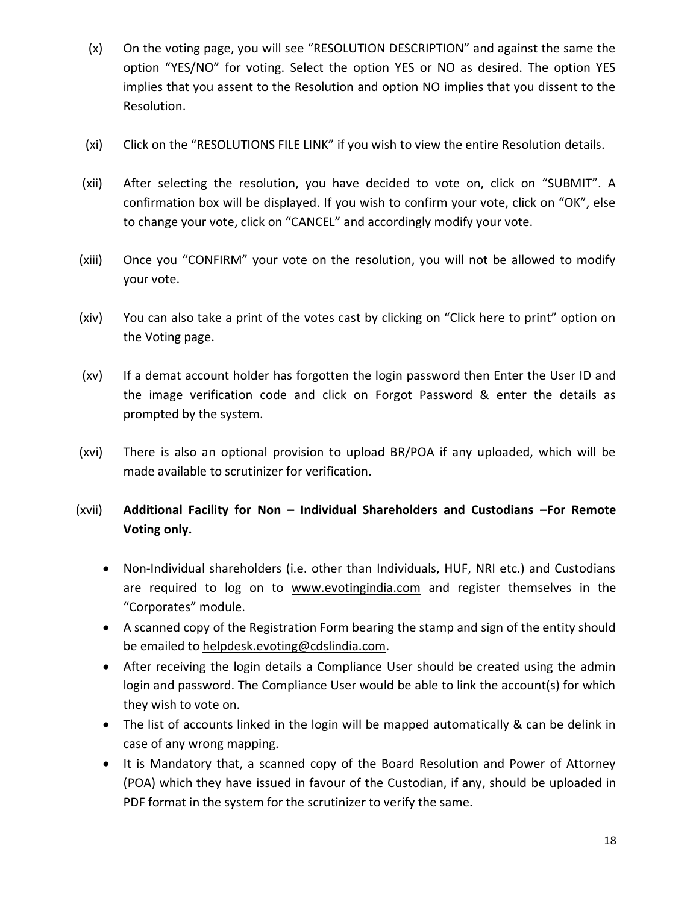(x) On the voting page, you will see "RESOLUTION DESCRIPTION" and against the same the option "YES/NO" for voting. Select the option YES or NO as desired. The option YES implies that you assent to the Resolution and option NO implies that you dissent to the Resolution.

(xi) Click on the "RESOLUTIONS FILE LINK" if you wish to view the entire Resolution details.

(xii) After selecting the resolution, you have decided to vote on, click on "SUBMIT". A confirmation box will be displayed. If you wish to confirm your vote, click on "OK", else to change your vote, click on "CANCEL" and accordingly modify your vote.

(xiii) Once you "CONFIRM" your vote on the resolution, you will not be allowed to modify your vote.

(xiv) You can also take a print of the votes cast by clicking on "Click here to print" option on the Voting page.

(xv) If a demat account holder has forgotten the login password then Enter the User ID and the image verification code and click on Forgot Password & enter the details as prompted by the system.

(xvi) There is also an optional provision to upload BR/POA if any uploaded, which will be made available to scrutinizer for verification.

(xvii) **Additional Facility for Non – Individual Shareholders and Custodians –For Remote Voting only.**

- Non-Individual shareholders (i.e. other than Individuals, HUF, NRI etc.) and Custodians are required to log on to www.evotingindia.com and register themselves in the "Corporates" module.
- A scanned copy of the Registration Form bearing the stamp and sign of the entity should be emailed to helpdesk.evoting@cdslindia.com.
- After receiving the login details a Compliance User should be created using the admin login and password. The Compliance User would be able to link the account(s) for which they wish to vote on.
- The list of accounts linked in the login will be mapped automatically & can be delink in case of any wrong mapping.
- It is Mandatory that, a scanned copy of the Board Resolution and Power of Attorney (POA) which they have issued in favour of the Custodian, if any, should be uploaded in PDF format in the system for the scrutinizer to verify the same.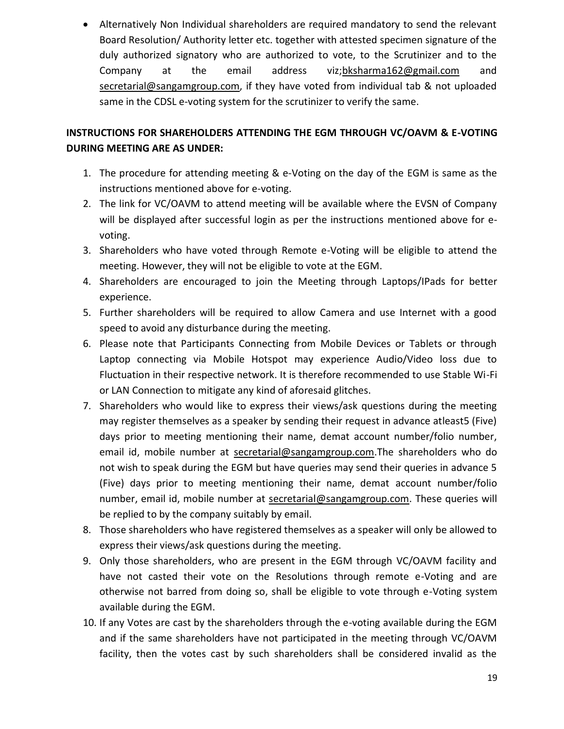- Alternatively Non Individual shareholders are required mandatory to send the relevant Board Resolution/ Authority letter etc. together with attested specimen signature of the duly authorized signatory who are authorized to vote, to the Scrutinizer and to the Company at the email address viz;bksharma162@gmail.com and secretarial@sangamgroup.com, if they have voted from individual tab & not uploaded same in the CDSL e-voting system for the scrutinizer to verify the same.

**INSTRUCTIONS FOR SHAREHOLDERS ATTENDING THE EGM THROUGH VC/OAVM & E-VOTING DURING MEETING ARE AS UNDER:**

1. The procedure for attending meeting & e-Voting on the day of the EGM is same as the instructions mentioned above for e-voting.
2. The link for VC/OAVM to attend meeting will be available where the EVSN of Company will be displayed after successful login as per the instructions mentioned above for e-voting.
3. Shareholders who have voted through Remote e-Voting will be eligible to attend the meeting. However, they will not be eligible to vote at the EGM.
4. Shareholders are encouraged to join the Meeting through Laptops/IPads for better experience.
5. Further shareholders will be required to allow Camera and use Internet with a good speed to avoid any disturbance during the meeting.
6. Please note that Participants Connecting from Mobile Devices or Tablets or through Laptop connecting via Mobile Hotspot may experience Audio/Video loss due to Fluctuation in their respective network. It is therefore recommended to use Stable Wi-Fi or LAN Connection to mitigate any kind of aforesaid glitches.
7. Shareholders who would like to express their views/ask questions during the meeting may register themselves as a speaker by sending their request in advance atleast5 (Five) days prior to meeting mentioning their name, demat account number/folio number, email id, mobile number at secretarial@sangamgroup.com.The shareholders who do not wish to speak during the EGM but have queries may send their queries in advance 5 (Five) days prior to meeting mentioning their name, demat account number/folio number, email id, mobile number at secretarial@sangamgroup.com. These queries will be replied to by the company suitably by email.
8. Those shareholders who have registered themselves as a speaker will only be allowed to express their views/ask questions during the meeting.
9. Only those shareholders, who are present in the EGM through VC/OAVM facility and have not casted their vote on the Resolutions through remote e-Voting and are otherwise not barred from doing so, shall be eligible to vote through e-Voting system available during the EGM.
10. If any Votes are cast by the shareholders through the e-voting available during the EGM and if the same shareholders have not participated in the meeting through VC/OAVM facility, then the votes cast by such shareholders shall be considered invalid as the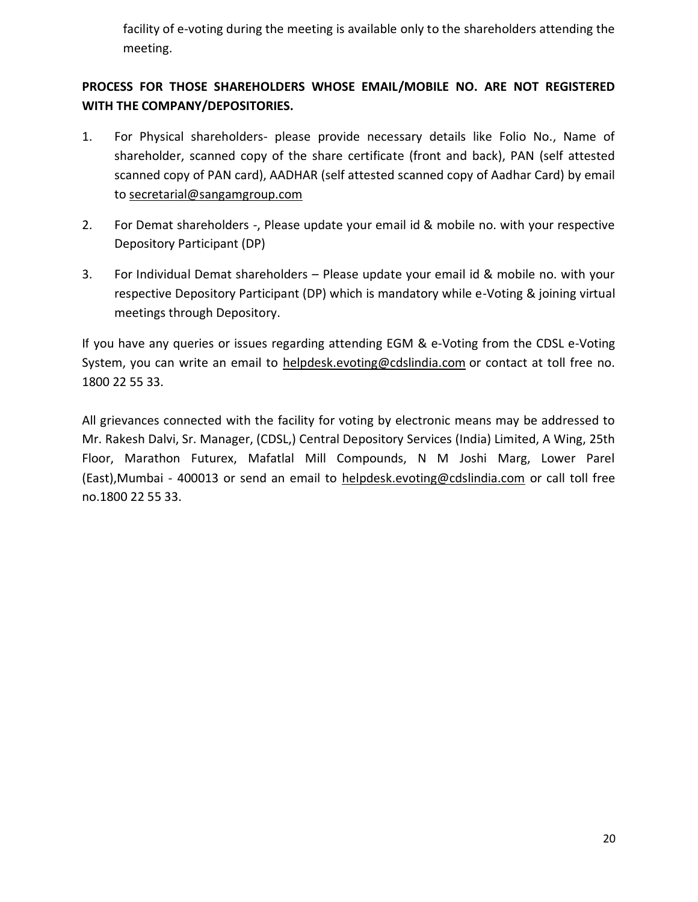facility of e-voting during the meeting is available only to the shareholders attending the meeting.

**PROCESS FOR THOSE SHAREHOLDERS WHOSE EMAIL/MOBILE NO. ARE NOT REGISTERED WITH THE COMPANY/DEPOSITORIES.**

1. For Physical shareholders- please provide necessary details like Folio No., Name of shareholder, scanned copy of the share certificate (front and back), PAN (self attested scanned copy of PAN card), AADHAR (self attested scanned copy of Aadhar Card) by email to secretarial@sangamgroup.com

2. For Demat shareholders -, Please update your email id & mobile no. with your respective Depository Participant (DP)

3. For Individual Demat shareholders – Please update your email id & mobile no. with your respective Depository Participant (DP) which is mandatory while e-Voting & joining virtual meetings through Depository.

If you have any queries or issues regarding attending EGM & e-Voting from the CDSL e-Voting System, you can write an email to helpdesk.evoting@cdslindia.com or contact at toll free no. 1800 22 55 33.

All grievances connected with the facility for voting by electronic means may be addressed to Mr. Rakesh Dalvi, Sr. Manager, (CDSL,) Central Depository Services (India) Limited, A Wing, 25th Floor, Marathon Futurex, Mafatlal Mill Compounds, N M Joshi Marg, Lower Parel (East),Mumbai - 400013 or send an email to helpdesk.evoting@cdslindia.com or call toll free no.1800 22 55 33.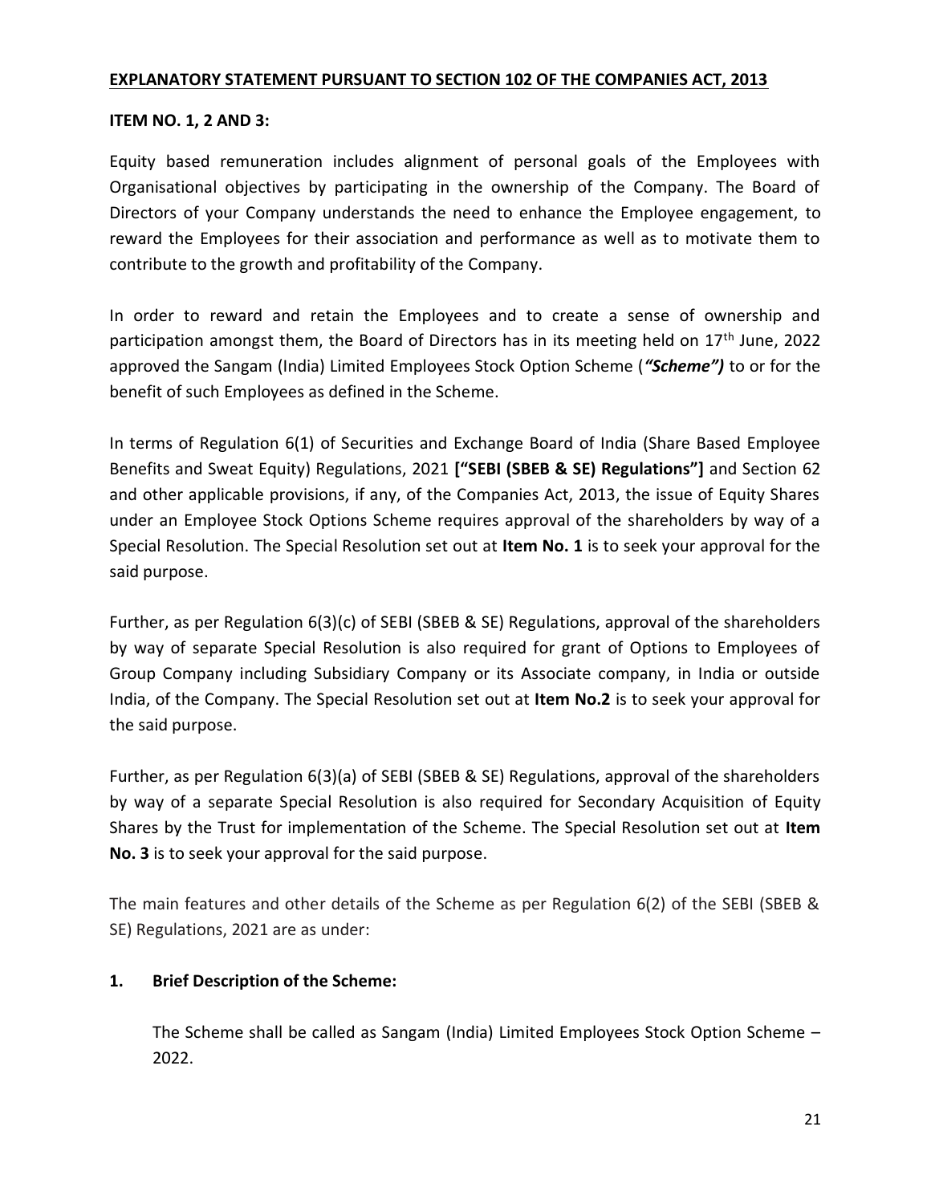## EXPLANATORY STATEMENT PURSUANT TO SECTION 102 OF THE COMPANIES ACT, 2013

**ITEM NO. 1, 2 AND 3:**

Equity based remuneration includes alignment of personal goals of the Employees with Organisational objectives by participating in the ownership of the Company. The Board of Directors of your Company understands the need to enhance the Employee engagement, to reward the Employees for their association and performance as well as to motivate them to contribute to the growth and profitability of the Company.

In order to reward and retain the Employees and to create a sense of ownership and participation amongst them, the Board of Directors has in its meeting held on 17th June, 2022 approved the Sangam (India) Limited Employees Stock Option Scheme (***"Scheme")*** to or for the benefit of such Employees as defined in the Scheme.

In terms of Regulation 6(1) of Securities and Exchange Board of India (Share Based Employee Benefits and Sweat Equity) Regulations, 2021 **["SEBI (SBEB & SE) Regulations"]** and Section 62 and other applicable provisions, if any, of the Companies Act, 2013, the issue of Equity Shares under an Employee Stock Options Scheme requires approval of the shareholders by way of a Special Resolution. The Special Resolution set out at **Item No. 1** is to seek your approval for the said purpose.

Further, as per Regulation 6(3)(c) of SEBI (SBEB & SE) Regulations, approval of the shareholders by way of separate Special Resolution is also required for grant of Options to Employees of Group Company including Subsidiary Company or its Associate company, in India or outside India, of the Company. The Special Resolution set out at **Item No.2** is to seek your approval for the said purpose.

Further, as per Regulation 6(3)(a) of SEBI (SBEB & SE) Regulations, approval of the shareholders by way of a separate Special Resolution is also required for Secondary Acquisition of Equity Shares by the Trust for implementation of the Scheme. The Special Resolution set out at **Item No. 3** is to seek your approval for the said purpose.

The main features and other details of the Scheme as per Regulation 6(2) of the SEBI (SBEB & SE) Regulations, 2021 are as under:

1. **Brief Description of the Scheme:**

   The Scheme shall be called as Sangam (India) Limited Employees Stock Option Scheme – 2022.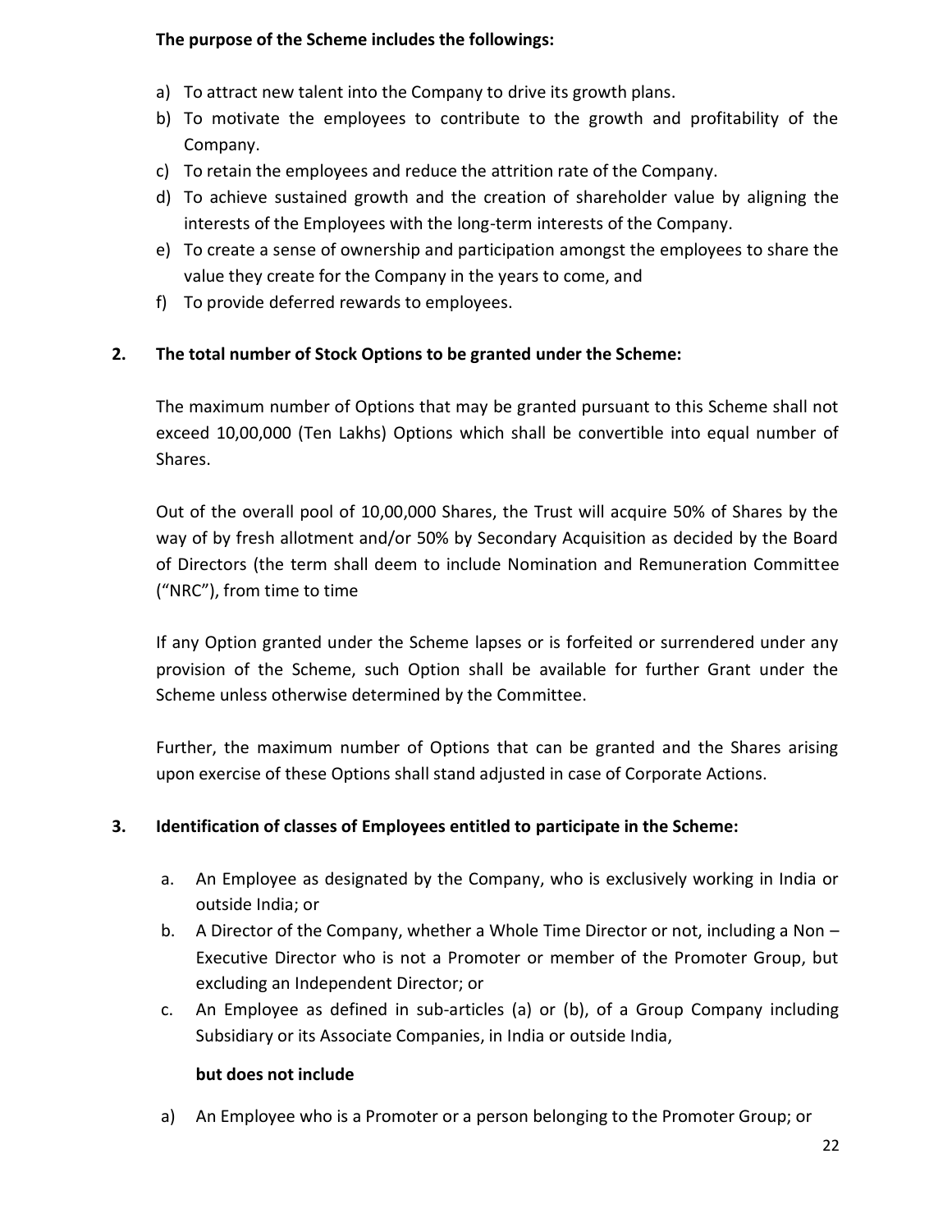**The purpose of the Scheme includes the followings:**

a) To attract new talent into the Company to drive its growth plans.
b) To motivate the employees to contribute to the growth and profitability of the Company.
c) To retain the employees and reduce the attrition rate of the Company.
d) To achieve sustained growth and the creation of shareholder value by aligning the interests of the Employees with the long-term interests of the Company.
e) To create a sense of ownership and participation amongst the employees to share the value they create for the Company in the years to come, and
f) To provide deferred rewards to employees.

**2. The total number of Stock Options to be granted under the Scheme:**

The maximum number of Options that may be granted pursuant to this Scheme shall not exceed 10,00,000 (Ten Lakhs) Options which shall be convertible into equal number of Shares.

Out of the overall pool of 10,00,000 Shares, the Trust will acquire 50% of Shares by the way of by fresh allotment and/or 50% by Secondary Acquisition as decided by the Board of Directors (the term shall deem to include Nomination and Remuneration Committee ("NRC"), from time to time

If any Option granted under the Scheme lapses or is forfeited or surrendered under any provision of the Scheme, such Option shall be available for further Grant under the Scheme unless otherwise determined by the Committee.

Further, the maximum number of Options that can be granted and the Shares arising upon exercise of these Options shall stand adjusted in case of Corporate Actions.

**3. Identification of classes of Employees entitled to participate in the Scheme:**

a. An Employee as designated by the Company, who is exclusively working in India or outside India; or
b. A Director of the Company, whether a Whole Time Director or not, including a Non – Executive Director who is not a Promoter or member of the Promoter Group, but excluding an Independent Director; or
c. An Employee as defined in sub-articles (a) or (b), of a Group Company including Subsidiary or its Associate Companies, in India or outside India,

**but does not include**

a) An Employee who is a Promoter or a person belonging to the Promoter Group; or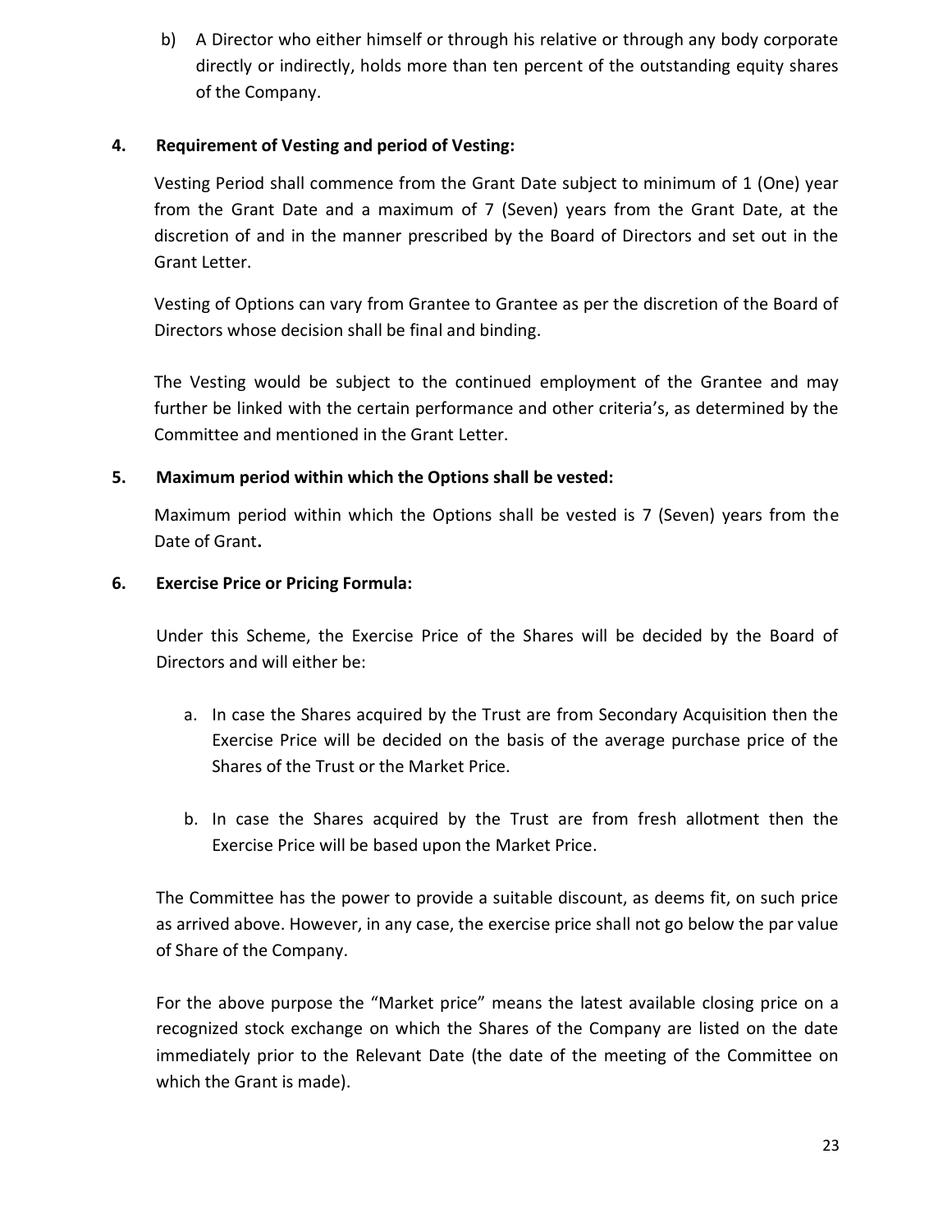b) A Director who either himself or through his relative or through any body corporate directly or indirectly, holds more than ten percent of the outstanding equity shares of the Company.

**4. Requirement of Vesting and period of Vesting:**

Vesting Period shall commence from the Grant Date subject to minimum of 1 (One) year from the Grant Date and a maximum of 7 (Seven) years from the Grant Date, at the discretion of and in the manner prescribed by the Board of Directors and set out in the Grant Letter.

Vesting of Options can vary from Grantee to Grantee as per the discretion of the Board of Directors whose decision shall be final and binding.

The Vesting would be subject to the continued employment of the Grantee and may further be linked with the certain performance and other criteria's, as determined by the Committee and mentioned in the Grant Letter.

**5. Maximum period within which the Options shall be vested:**

Maximum period within which the Options shall be vested is 7 (Seven) years from the Date of Grant**.**

**6. Exercise Price or Pricing Formula:**

Under this Scheme, the Exercise Price of the Shares will be decided by the Board of Directors and will either be:

a. In case the Shares acquired by the Trust are from Secondary Acquisition then the Exercise Price will be decided on the basis of the average purchase price of the Shares of the Trust or the Market Price.

b. In case the Shares acquired by the Trust are from fresh allotment then the Exercise Price will be based upon the Market Price.

The Committee has the power to provide a suitable discount, as deems fit, on such price as arrived above. However, in any case, the exercise price shall not go below the par value of Share of the Company.

For the above purpose the "Market price" means the latest available closing price on a recognized stock exchange on which the Shares of the Company are listed on the date immediately prior to the Relevant Date (the date of the meeting of the Committee on which the Grant is made).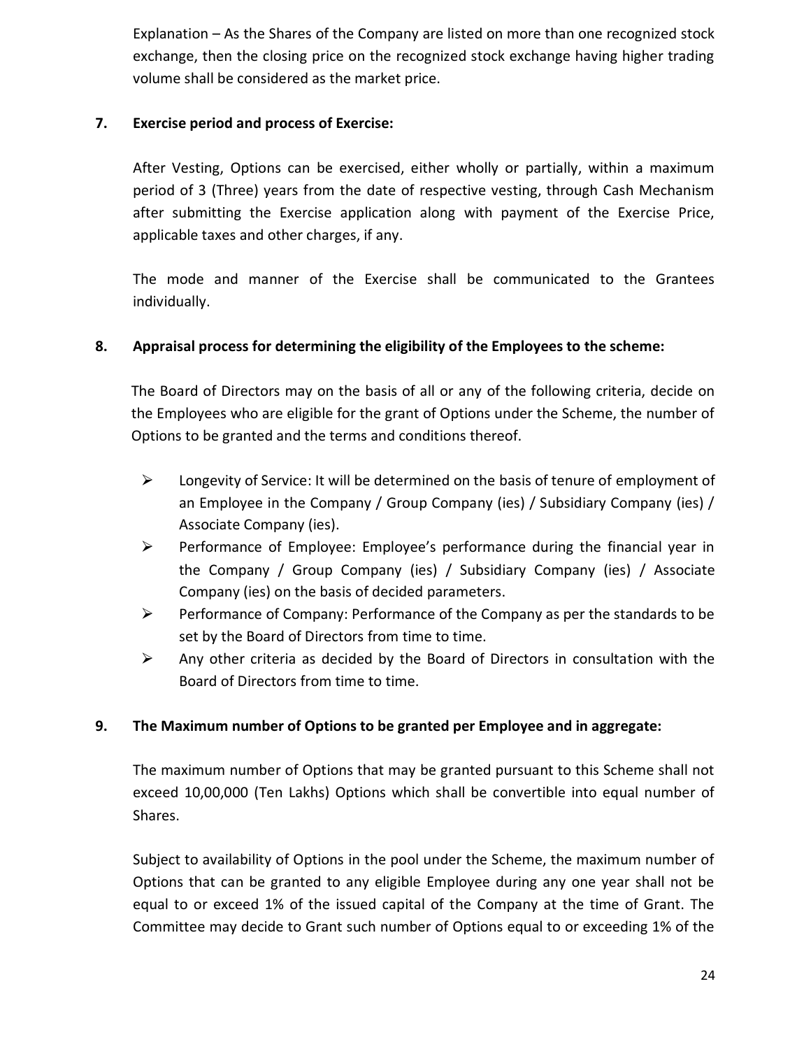Explanation – As the Shares of the Company are listed on more than one recognized stock exchange, then the closing price on the recognized stock exchange having higher trading volume shall be considered as the market price.

**7. Exercise period and process of Exercise:**

After Vesting, Options can be exercised, either wholly or partially, within a maximum period of 3 (Three) years from the date of respective vesting, through Cash Mechanism after submitting the Exercise application along with payment of the Exercise Price, applicable taxes and other charges, if any.

The mode and manner of the Exercise shall be communicated to the Grantees individually.

**8. Appraisal process for determining the eligibility of the Employees to the scheme:**

The Board of Directors may on the basis of all or any of the following criteria, decide on the Employees who are eligible for the grant of Options under the Scheme, the number of Options to be granted and the terms and conditions thereof.

- Longevity of Service: It will be determined on the basis of tenure of employment of an Employee in the Company / Group Company (ies) / Subsidiary Company (ies) / Associate Company (ies).
- Performance of Employee: Employee's performance during the financial year in the Company / Group Company (ies) / Subsidiary Company (ies) / Associate Company (ies) on the basis of decided parameters.
- Performance of Company: Performance of the Company as per the standards to be set by the Board of Directors from time to time.
- Any other criteria as decided by the Board of Directors in consultation with the Board of Directors from time to time.

**9. The Maximum number of Options to be granted per Employee and in aggregate:**

The maximum number of Options that may be granted pursuant to this Scheme shall not exceed 10,00,000 (Ten Lakhs) Options which shall be convertible into equal number of Shares.

Subject to availability of Options in the pool under the Scheme, the maximum number of Options that can be granted to any eligible Employee during any one year shall not be equal to or exceed 1% of the issued capital of the Company at the time of Grant. The Committee may decide to Grant such number of Options equal to or exceeding 1% of the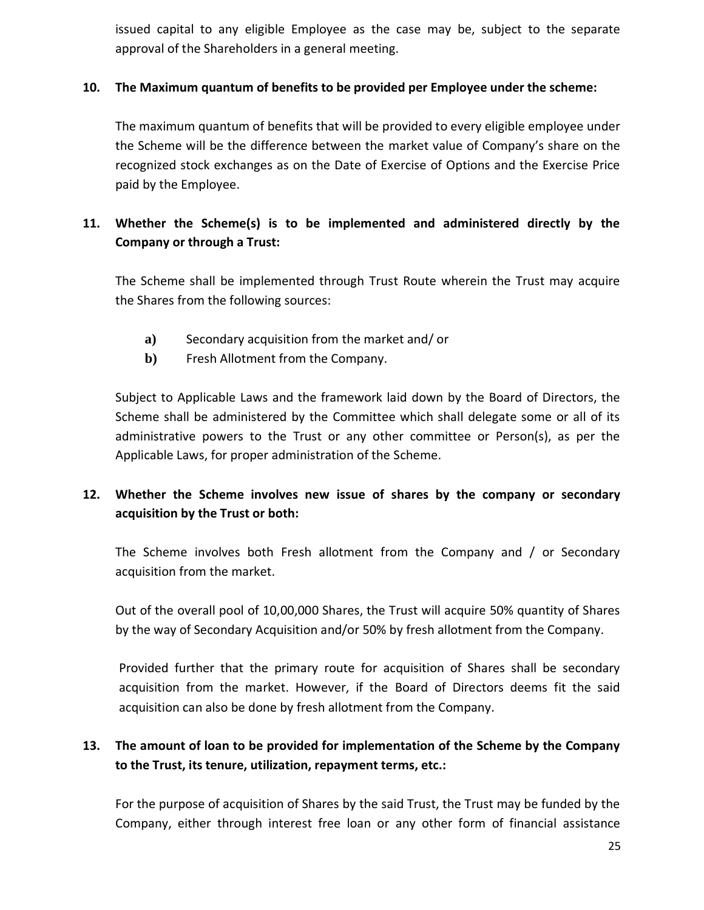issued capital to any eligible Employee as the case may be, subject to the separate approval of the Shareholders in a general meeting.

**10. The Maximum quantum of benefits to be provided per Employee under the scheme:**

The maximum quantum of benefits that will be provided to every eligible employee under the Scheme will be the difference between the market value of Company's share on the recognized stock exchanges as on the Date of Exercise of Options and the Exercise Price paid by the Employee.

**11. Whether the Scheme(s) is to be implemented and administered directly by the Company or through a Trust:**

The Scheme shall be implemented through Trust Route wherein the Trust may acquire the Shares from the following sources:

- **a)** Secondary acquisition from the market and/ or
- **b)** Fresh Allotment from the Company.

Subject to Applicable Laws and the framework laid down by the Board of Directors, the Scheme shall be administered by the Committee which shall delegate some or all of its administrative powers to the Trust or any other committee or Person(s), as per the Applicable Laws, for proper administration of the Scheme.

**12. Whether the Scheme involves new issue of shares by the company or secondary acquisition by the Trust or both:**

The Scheme involves both Fresh allotment from the Company and / or Secondary acquisition from the market.

Out of the overall pool of 10,00,000 Shares, the Trust will acquire 50% quantity of Shares by the way of Secondary Acquisition and/or 50% by fresh allotment from the Company.

Provided further that the primary route for acquisition of Shares shall be secondary acquisition from the market. However, if the Board of Directors deems fit the said acquisition can also be done by fresh allotment from the Company.

**13. The amount of loan to be provided for implementation of the Scheme by the Company to the Trust, its tenure, utilization, repayment terms, etc.:**

For the purpose of acquisition of Shares by the said Trust, the Trust may be funded by the Company, either through interest free loan or any other form of financial assistance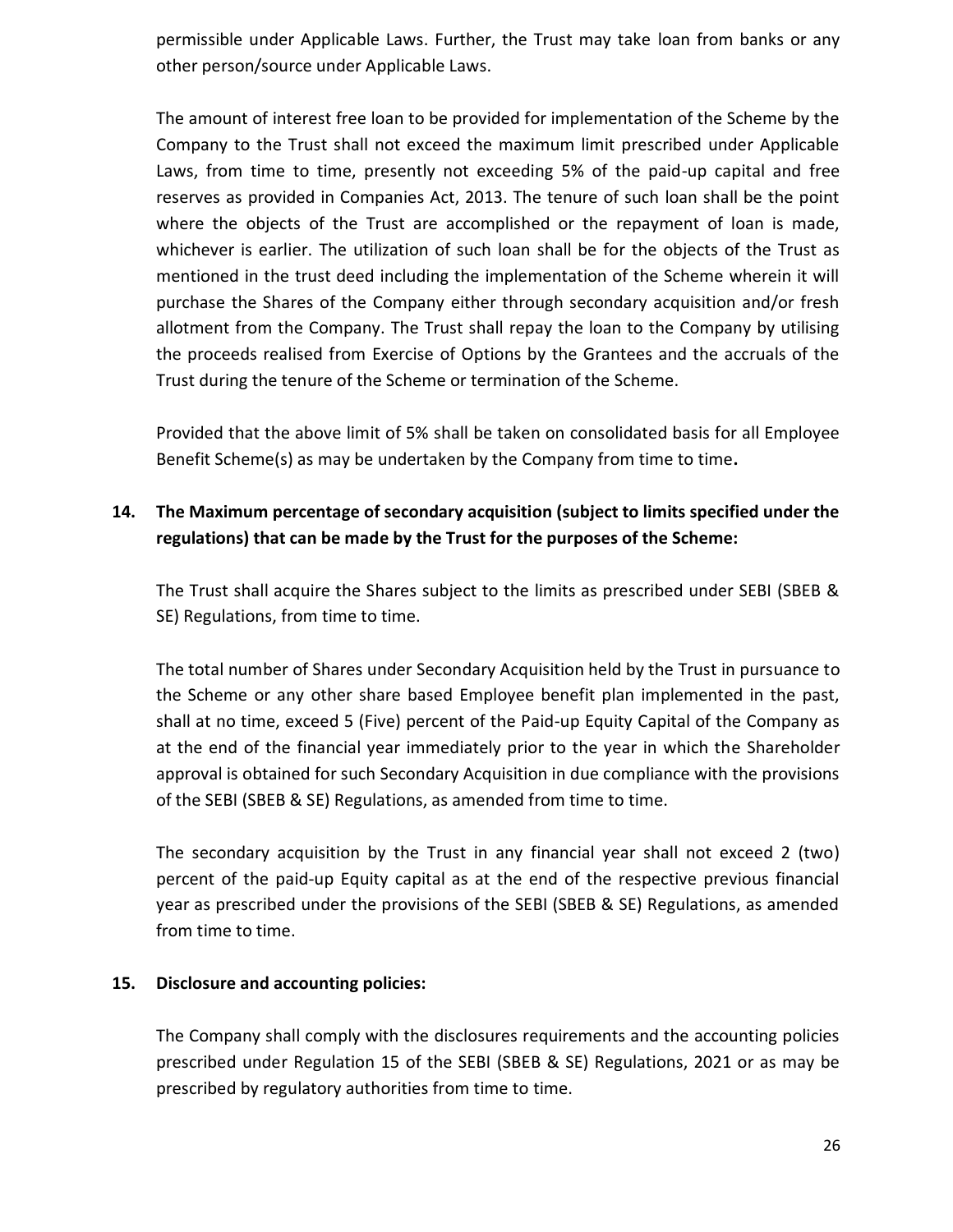permissible under Applicable Laws. Further, the Trust may take loan from banks or any other person/source under Applicable Laws.

The amount of interest free loan to be provided for implementation of the Scheme by the Company to the Trust shall not exceed the maximum limit prescribed under Applicable Laws, from time to time, presently not exceeding 5% of the paid-up capital and free reserves as provided in Companies Act, 2013. The tenure of such loan shall be the point where the objects of the Trust are accomplished or the repayment of loan is made, whichever is earlier. The utilization of such loan shall be for the objects of the Trust as mentioned in the trust deed including the implementation of the Scheme wherein it will purchase the Shares of the Company either through secondary acquisition and/or fresh allotment from the Company. The Trust shall repay the loan to the Company by utilising the proceeds realised from Exercise of Options by the Grantees and the accruals of the Trust during the tenure of the Scheme or termination of the Scheme.

Provided that the above limit of 5% shall be taken on consolidated basis for all Employee Benefit Scheme(s) as may be undertaken by the Company from time to time**.**

**14. The Maximum percentage of secondary acquisition (subject to limits specified under the regulations) that can be made by the Trust for the purposes of the Scheme:**

The Trust shall acquire the Shares subject to the limits as prescribed under SEBI (SBEB & SE) Regulations, from time to time.

The total number of Shares under Secondary Acquisition held by the Trust in pursuance to the Scheme or any other share based Employee benefit plan implemented in the past, shall at no time, exceed 5 (Five) percent of the Paid-up Equity Capital of the Company as at the end of the financial year immediately prior to the year in which the Shareholder approval is obtained for such Secondary Acquisition in due compliance with the provisions of the SEBI (SBEB & SE) Regulations, as amended from time to time.

The secondary acquisition by the Trust in any financial year shall not exceed 2 (two) percent of the paid-up Equity capital as at the end of the respective previous financial year as prescribed under the provisions of the SEBI (SBEB & SE) Regulations, as amended from time to time.

**15. Disclosure and accounting policies:**

The Company shall comply with the disclosures requirements and the accounting policies prescribed under Regulation 15 of the SEBI (SBEB & SE) Regulations, 2021 or as may be prescribed by regulatory authorities from time to time.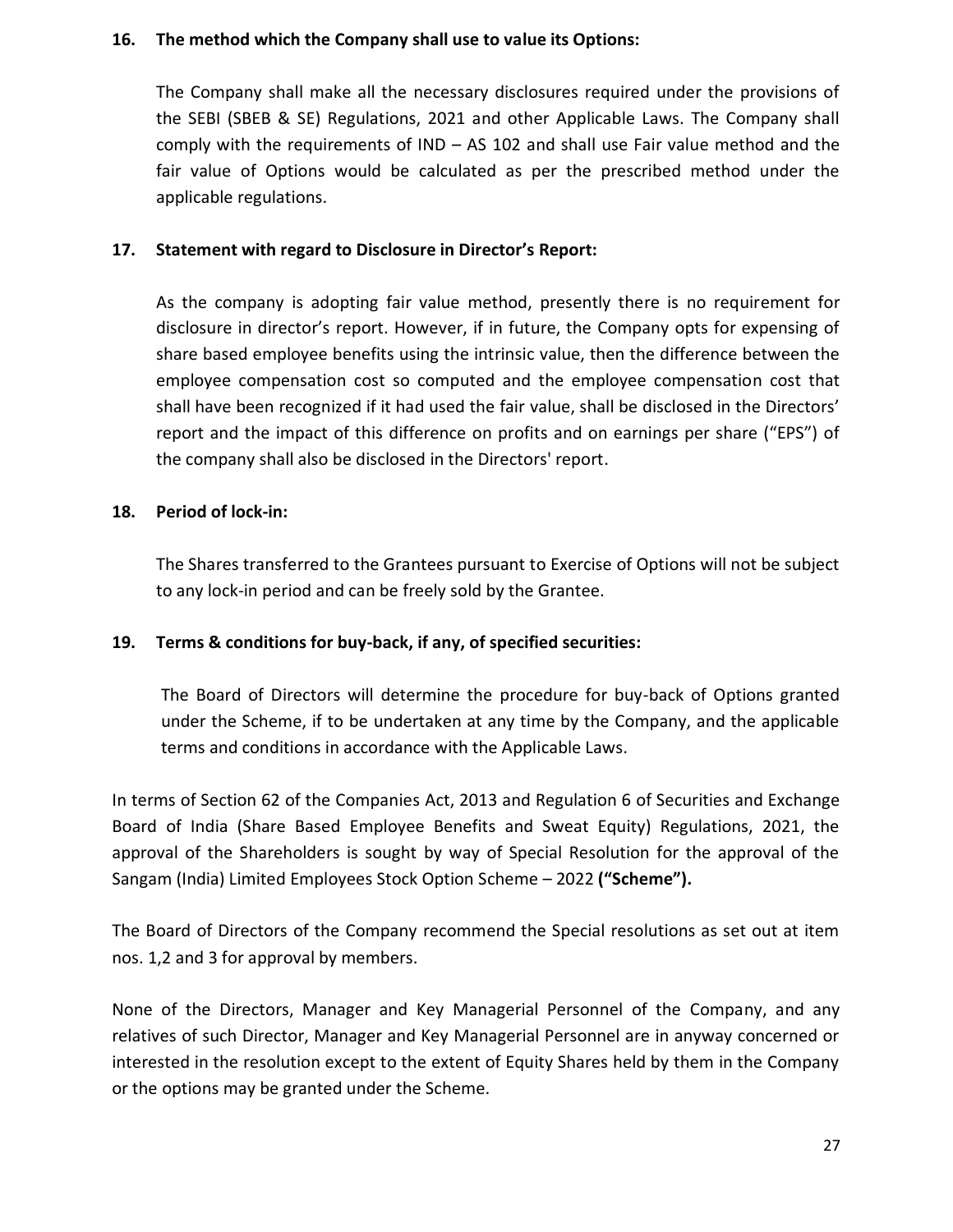**16. The method which the Company shall use to value its Options:**

The Company shall make all the necessary disclosures required under the provisions of the SEBI (SBEB & SE) Regulations, 2021 and other Applicable Laws. The Company shall comply with the requirements of IND – AS 102 and shall use Fair value method and the fair value of Options would be calculated as per the prescribed method under the applicable regulations.

**17. Statement with regard to Disclosure in Director's Report:**

As the company is adopting fair value method, presently there is no requirement for disclosure in director's report. However, if in future, the Company opts for expensing of share based employee benefits using the intrinsic value, then the difference between the employee compensation cost so computed and the employee compensation cost that shall have been recognized if it had used the fair value, shall be disclosed in the Directors' report and the impact of this difference on profits and on earnings per share ("EPS") of the company shall also be disclosed in the Directors' report.

**18. Period of lock-in:**

The Shares transferred to the Grantees pursuant to Exercise of Options will not be subject to any lock-in period and can be freely sold by the Grantee.

**19. Terms & conditions for buy-back, if any, of specified securities:**

The Board of Directors will determine the procedure for buy-back of Options granted under the Scheme, if to be undertaken at any time by the Company, and the applicable terms and conditions in accordance with the Applicable Laws.

In terms of Section 62 of the Companies Act, 2013 and Regulation 6 of Securities and Exchange Board of India (Share Based Employee Benefits and Sweat Equity) Regulations, 2021, the approval of the Shareholders is sought by way of Special Resolution for the approval of the Sangam (India) Limited Employees Stock Option Scheme – 2022 **("Scheme").**

The Board of Directors of the Company recommend the Special resolutions as set out at item nos. 1,2 and 3 for approval by members.

None of the Directors, Manager and Key Managerial Personnel of the Company, and any relatives of such Director, Manager and Key Managerial Personnel are in anyway concerned or interested in the resolution except to the extent of Equity Shares held by them in the Company or the options may be granted under the Scheme.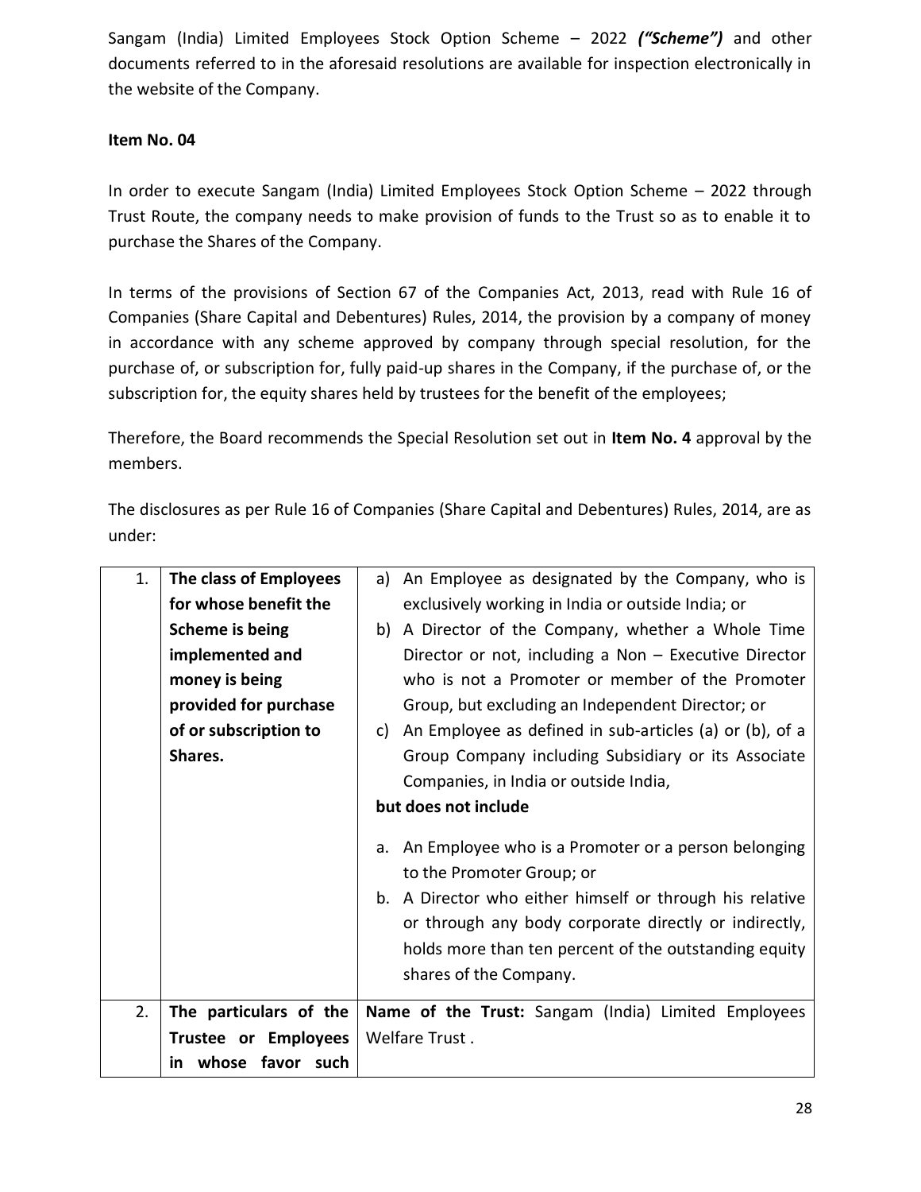Sangam (India) Limited Employees Stock Option Scheme – 2022 ***("Scheme")*** and other documents referred to in the aforesaid resolutions are available for inspection electronically in the website of the Company.

**Item No. 04**

In order to execute Sangam (India) Limited Employees Stock Option Scheme – 2022 through Trust Route, the company needs to make provision of funds to the Trust so as to enable it to purchase the Shares of the Company.

In terms of the provisions of Section 67 of the Companies Act, 2013, read with Rule 16 of Companies (Share Capital and Debentures) Rules, 2014, the provision by a company of money in accordance with any scheme approved by company through special resolution, for the purchase of, or subscription for, fully paid-up shares in the Company, if the purchase of, or the subscription for, the equity shares held by trustees for the benefit of the employees;

Therefore, the Board recommends the Special Resolution set out in **Item No. 4** approval by the members.

The disclosures as per Rule 16 of Companies (Share Capital and Debentures) Rules, 2014, are as under:

| | | |
|---|---|---|
| 1. | **The class of Employees for whose benefit the Scheme is being implemented and money is being provided for purchase of or subscription to Shares.** | a) An Employee as designated by the Company, who is exclusively working in India or outside India; or<br>b) A Director of the Company, whether a Whole Time Director or not, including a Non – Executive Director who is not a Promoter or member of the Promoter Group, but excluding an Independent Director; or<br>c) An Employee as defined in sub-articles (a) or (b), of a Group Company including Subsidiary or its Associate Companies, in India or outside India,<br>**but does not include**<br>a. An Employee who is a Promoter or a person belonging to the Promoter Group; or<br>b. A Director who either himself or through his relative or through any body corporate directly or indirectly, holds more than ten percent of the outstanding equity shares of the Company. |
| 2. | **The particulars of the Trustee or Employees in whose favor such** | **Name of the Trust:** Sangam (India) Limited Employees Welfare Trust . |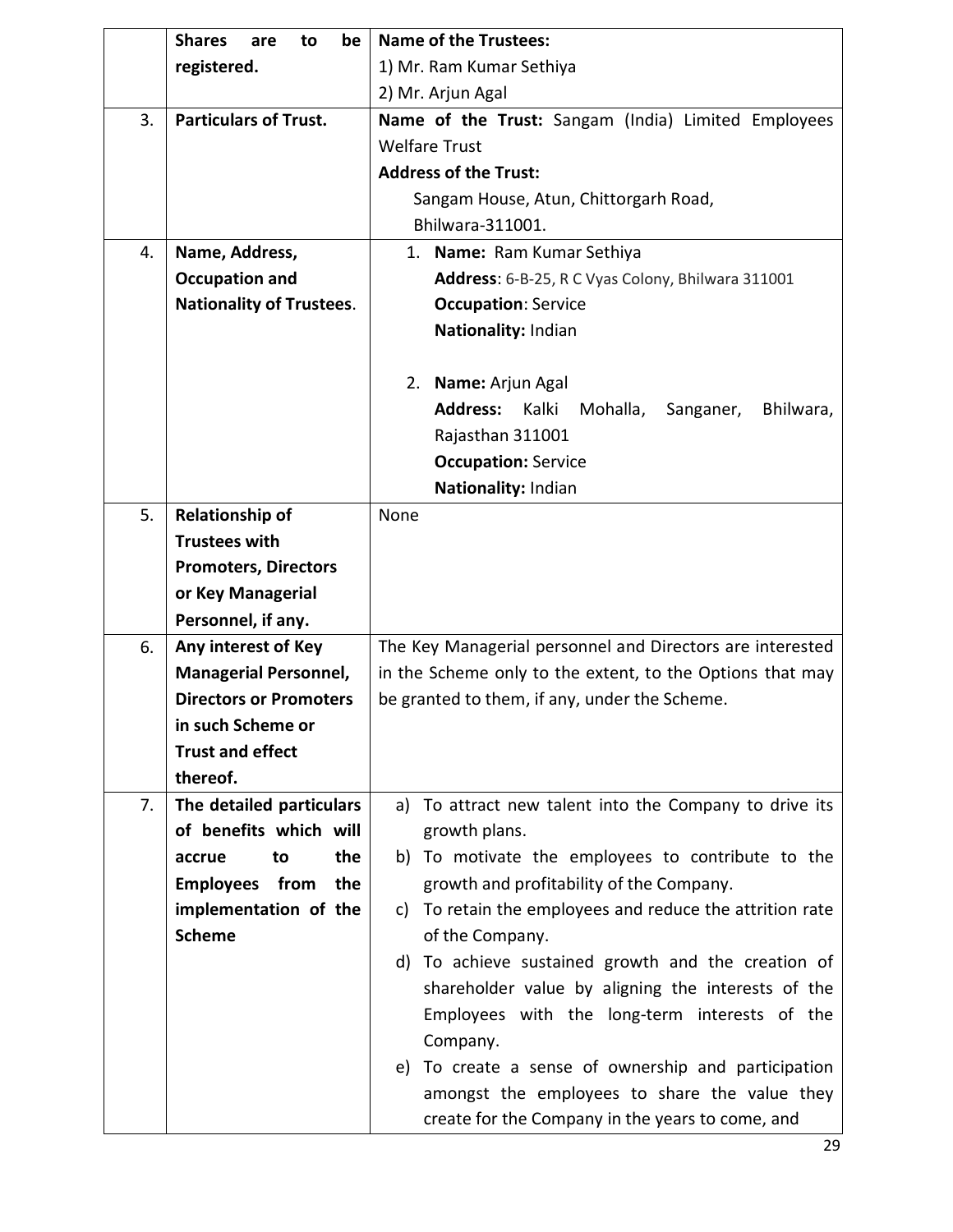|  |  |  |
|---|---|---|
|  | **Shares are to be registered.** | **Name of the Trustees:**<br>1) Mr. Ram Kumar Sethiya<br>2) Mr. Arjun Agal |
| 3. | **Particulars of Trust.** | **Name of the Trust:** Sangam (India) Limited Employees Welfare Trust<br>**Address of the Trust:**<br>Sangam House, Atun, Chittorgarh Road, Bhilwara-311001. |
| 4. | **Name, Address, Occupation and Nationality of Trustees.** | 1. **Name:** Ram Kumar Sethiya<br>**Address**: 6-B-25, R C Vyas Colony, Bhilwara 311001<br>**Occupation**: Service<br>**Nationality:** Indian<br><br>2. **Name:** Arjun Agal<br>**Address:** Kalki Mohalla, Sanganer, Bhilwara, Rajasthan 311001<br>**Occupation:** Service<br>**Nationality:** Indian |
| 5. | **Relationship of Trustees with Promoters, Directors or Key Managerial Personnel, if any.** | None |
| 6. | **Any interest of Key Managerial Personnel, Directors or Promoters in such Scheme or Trust and effect thereof.** | The Key Managerial personnel and Directors are interested in the Scheme only to the extent, to the Options that may be granted to them, if any, under the Scheme. |
| 7. | **The detailed particulars of benefits which will accrue to the Employees from the implementation of the Scheme** | a) To attract new talent into the Company to drive its growth plans.<br>b) To motivate the employees to contribute to the growth and profitability of the Company.<br>c) To retain the employees and reduce the attrition rate of the Company.<br>d) To achieve sustained growth and the creation of shareholder value by aligning the interests of the Employees with the long-term interests of the Company.<br>e) To create a sense of ownership and participation amongst the employees to share the value they create for the Company in the years to come, and |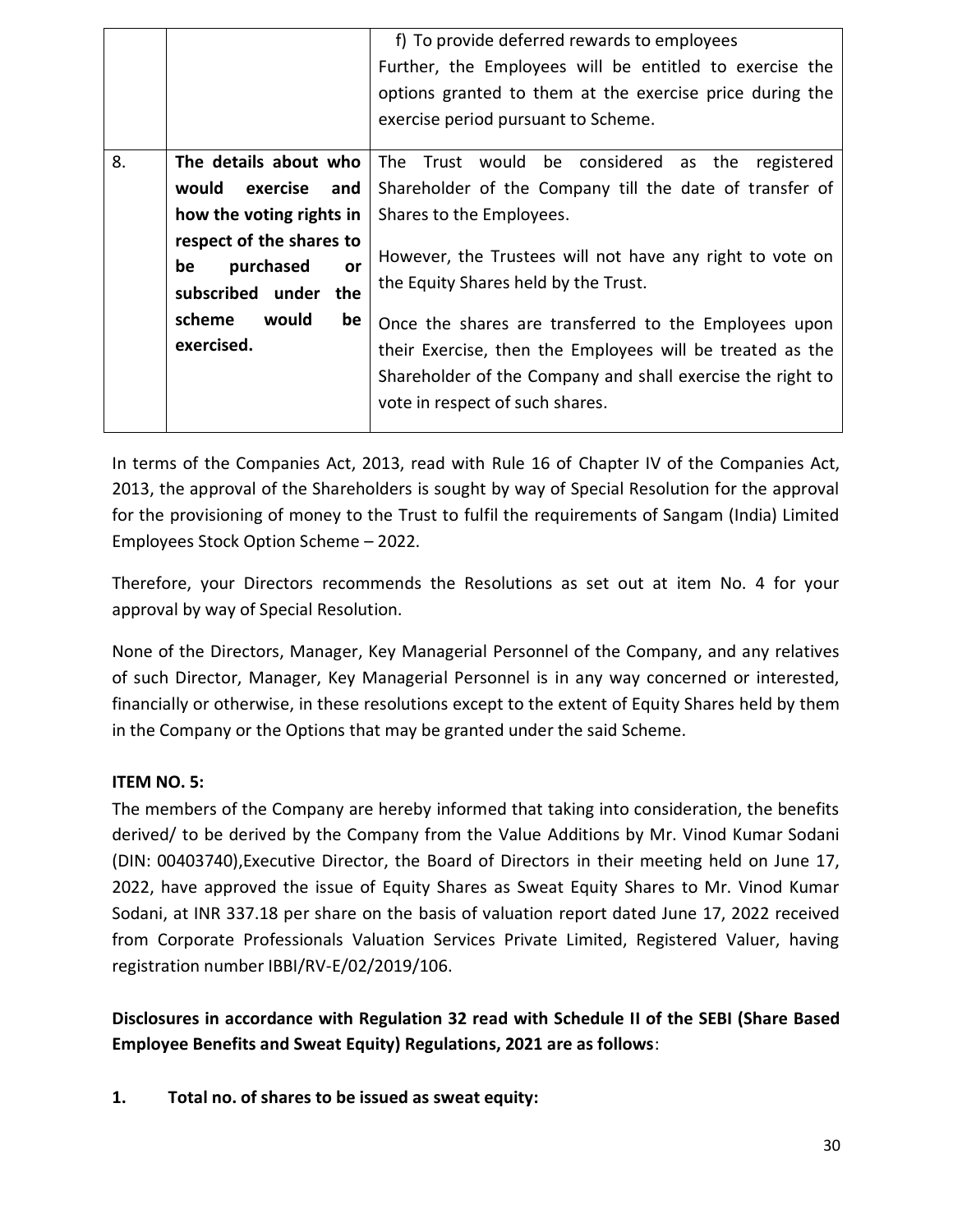| | | f) To provide deferred rewards to employees<br>Further, the Employees will be entitled to exercise the options granted to them at the exercise price during the exercise period pursuant to Scheme. |
|---|---|---|
| 8. | **The details about who would exercise and how the voting rights in respect of the shares to be purchased or subscribed under the scheme would be exercised.** | The Trust would be considered as the registered Shareholder of the Company till the date of transfer of Shares to the Employees.<br><br>However, the Trustees will not have any right to vote on the Equity Shares held by the Trust.<br><br>Once the shares are transferred to the Employees upon their Exercise, then the Employees will be treated as the Shareholder of the Company and shall exercise the right to vote in respect of such shares. |

In terms of the Companies Act, 2013, read with Rule 16 of Chapter IV of the Companies Act, 2013, the approval of the Shareholders is sought by way of Special Resolution for the approval for the provisioning of money to the Trust to fulfil the requirements of Sangam (India) Limited Employees Stock Option Scheme – 2022.

Therefore, your Directors recommends the Resolutions as set out at item No. 4 for your approval by way of Special Resolution.

None of the Directors, Manager, Key Managerial Personnel of the Company, and any relatives of such Director, Manager, Key Managerial Personnel is in any way concerned or interested, financially or otherwise, in these resolutions except to the extent of Equity Shares held by them in the Company or the Options that may be granted under the said Scheme.

**ITEM NO. 5:**

The members of the Company are hereby informed that taking into consideration, the benefits derived/ to be derived by the Company from the Value Additions by Mr. Vinod Kumar Sodani (DIN: 00403740),Executive Director, the Board of Directors in their meeting held on June 17, 2022, have approved the issue of Equity Shares as Sweat Equity Shares to Mr. Vinod Kumar Sodani, at INR 337.18 per share on the basis of valuation report dated June 17, 2022 received from Corporate Professionals Valuation Services Private Limited, Registered Valuer, having registration number IBBI/RV-E/02/2019/106.

**Disclosures in accordance with Regulation 32 read with Schedule II of the SEBI (Share Based Employee Benefits and Sweat Equity) Regulations, 2021 are as follows**:

1. **Total no. of shares to be issued as sweat equity:**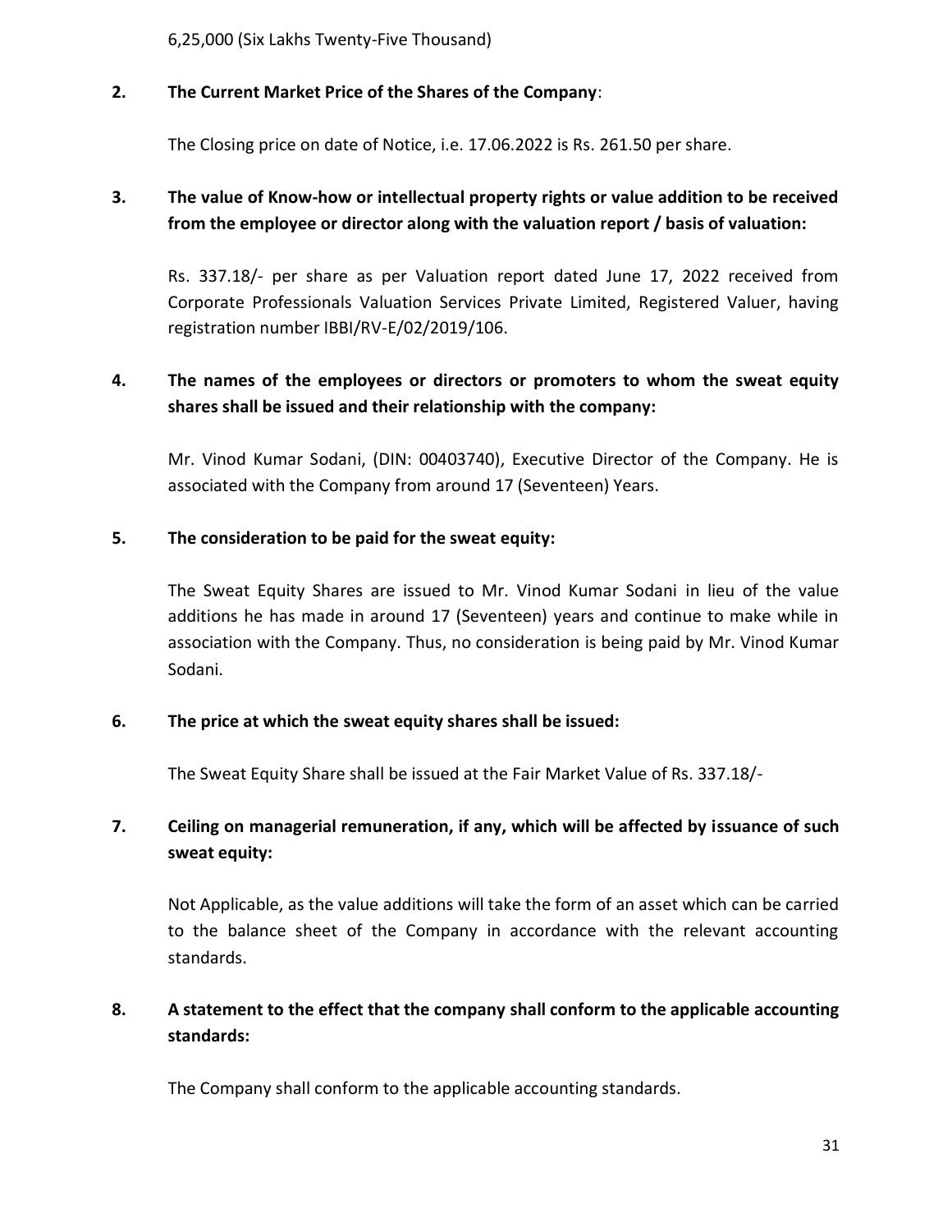6,25,000 (Six Lakhs Twenty-Five Thousand)

**2. The Current Market Price of the Shares of the Company**:

The Closing price on date of Notice, i.e. 17.06.2022 is Rs. 261.50 per share.

**3. The value of Know-how or intellectual property rights or value addition to be received from the employee or director along with the valuation report / basis of valuation:**

Rs. 337.18/- per share as per Valuation report dated June 17, 2022 received from Corporate Professionals Valuation Services Private Limited, Registered Valuer, having registration number IBBI/RV-E/02/2019/106.

**4. The names of the employees or directors or promoters to whom the sweat equity shares shall be issued and their relationship with the company:**

Mr. Vinod Kumar Sodani, (DIN: 00403740), Executive Director of the Company. He is associated with the Company from around 17 (Seventeen) Years.

**5. The consideration to be paid for the sweat equity:**

The Sweat Equity Shares are issued to Mr. Vinod Kumar Sodani in lieu of the value additions he has made in around 17 (Seventeen) years and continue to make while in association with the Company. Thus, no consideration is being paid by Mr. Vinod Kumar Sodani.

**6. The price at which the sweat equity shares shall be issued:**

The Sweat Equity Share shall be issued at the Fair Market Value of Rs. 337.18/-

**7. Ceiling on managerial remuneration, if any, which will be affected by issuance of such sweat equity:**

Not Applicable, as the value additions will take the form of an asset which can be carried to the balance sheet of the Company in accordance with the relevant accounting standards.

**8. A statement to the effect that the company shall conform to the applicable accounting standards:**

The Company shall conform to the applicable accounting standards.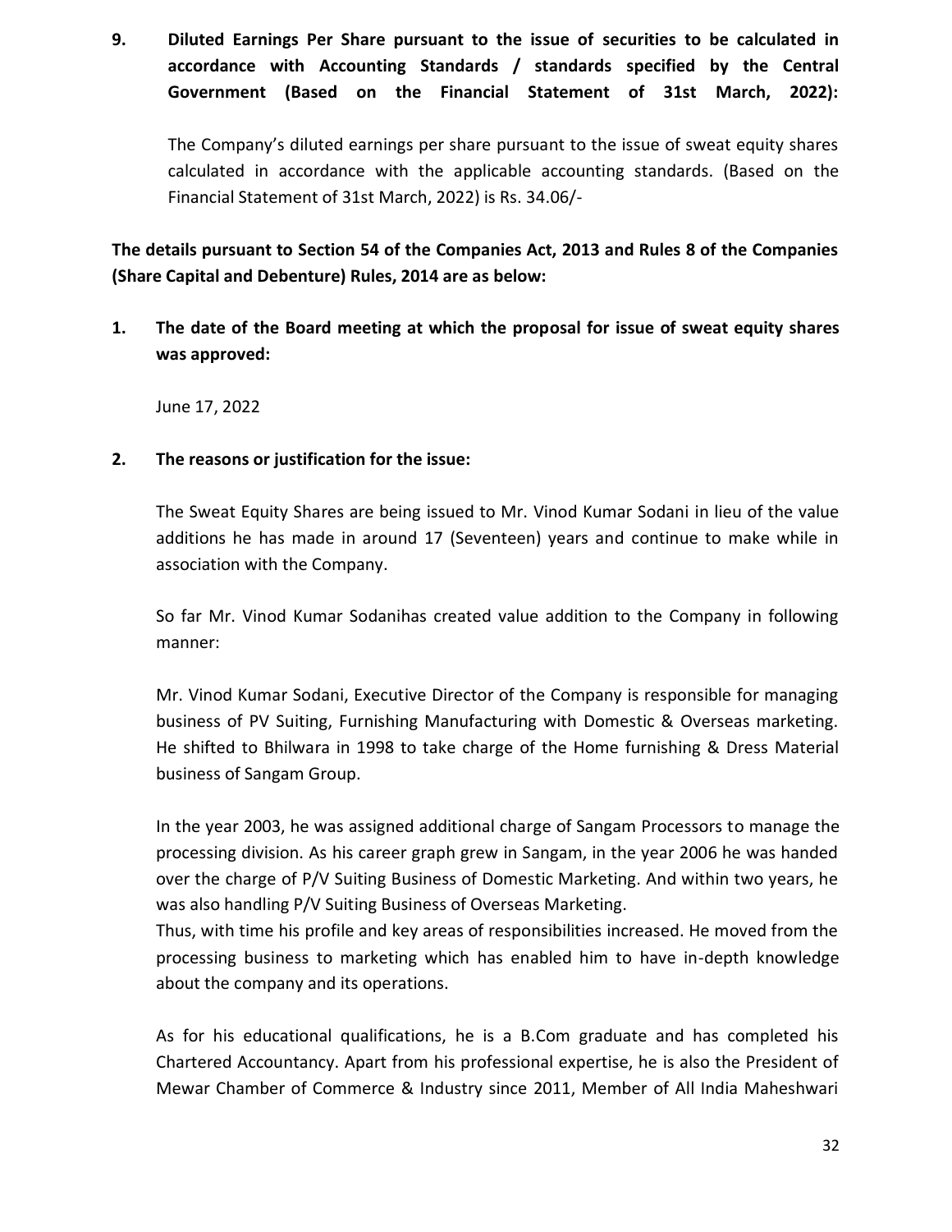**9. Diluted Earnings Per Share pursuant to the issue of securities to be calculated in accordance with Accounting Standards / standards specified by the Central Government (Based on the Financial Statement of 31st March, 2022):**

The Company's diluted earnings per share pursuant to the issue of sweat equity shares calculated in accordance with the applicable accounting standards. (Based on the Financial Statement of 31st March, 2022) is Rs. 34.06/-

**The details pursuant to Section 54 of the Companies Act, 2013 and Rules 8 of the Companies (Share Capital and Debenture) Rules, 2014 are as below:**

**1. The date of the Board meeting at which the proposal for issue of sweat equity shares was approved:**

June 17, 2022

**2. The reasons or justification for the issue:**

The Sweat Equity Shares are being issued to Mr. Vinod Kumar Sodani in lieu of the value additions he has made in around 17 (Seventeen) years and continue to make while in association with the Company.

So far Mr. Vinod Kumar Sodanihas created value addition to the Company in following manner:

Mr. Vinod Kumar Sodani, Executive Director of the Company is responsible for managing business of PV Suiting, Furnishing Manufacturing with Domestic & Overseas marketing. He shifted to Bhilwara in 1998 to take charge of the Home furnishing & Dress Material business of Sangam Group.

In the year 2003, he was assigned additional charge of Sangam Processors to manage the processing division. As his career graph grew in Sangam, in the year 2006 he was handed over the charge of P/V Suiting Business of Domestic Marketing. And within two years, he was also handling P/V Suiting Business of Overseas Marketing.
Thus, with time his profile and key areas of responsibilities increased. He moved from the processing business to marketing which has enabled him to have in-depth knowledge about the company and its operations.

As for his educational qualifications, he is a B.Com graduate and has completed his Chartered Accountancy. Apart from his professional expertise, he is also the President of Mewar Chamber of Commerce & Industry since 2011, Member of All India Maheshwari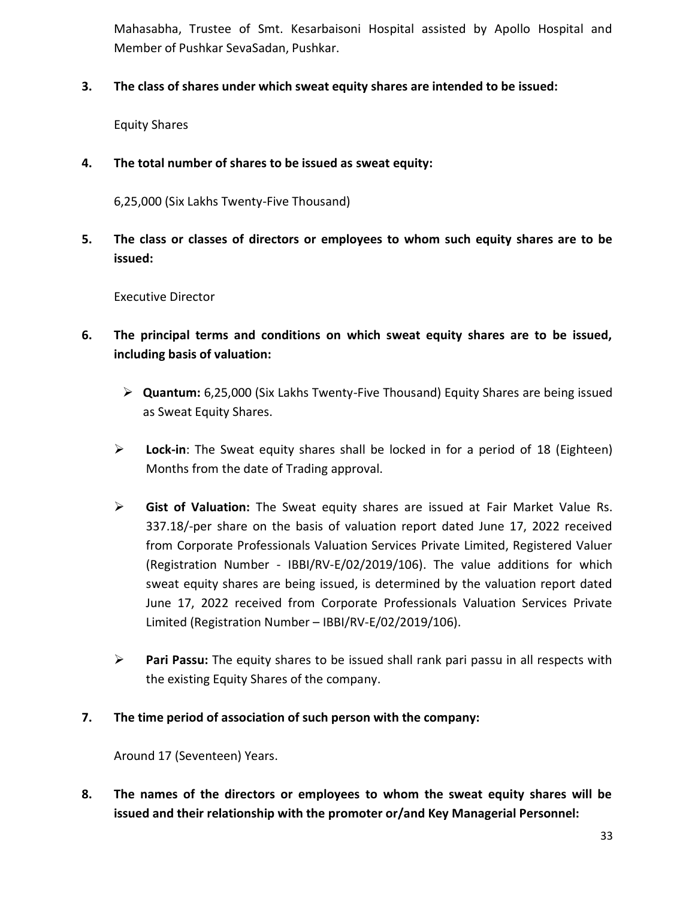Mahasabha, Trustee of Smt. Kesarbaisoni Hospital assisted by Apollo Hospital and Member of Pushkar SevaSadan, Pushkar.

**3. The class of shares under which sweat equity shares are intended to be issued:**

Equity Shares

**4. The total number of shares to be issued as sweat equity:**

6,25,000 (Six Lakhs Twenty-Five Thousand)

**5. The class or classes of directors or employees to whom such equity shares are to be issued:**

Executive Director

**6. The principal terms and conditions on which sweat equity shares are to be issued, including basis of valuation:**

- **Quantum:** 6,25,000 (Six Lakhs Twenty-Five Thousand) Equity Shares are being issued as Sweat Equity Shares.
- **Lock-in**: The Sweat equity shares shall be locked in for a period of 18 (Eighteen) Months from the date of Trading approval.
- **Gist of Valuation:** The Sweat equity shares are issued at Fair Market Value Rs. 337.18/-per share on the basis of valuation report dated June 17, 2022 received from Corporate Professionals Valuation Services Private Limited, Registered Valuer (Registration Number - IBBI/RV-E/02/2019/106). The value additions for which sweat equity shares are being issued, is determined by the valuation report dated June 17, 2022 received from Corporate Professionals Valuation Services Private Limited (Registration Number – IBBI/RV-E/02/2019/106).
- **Pari Passu:** The equity shares to be issued shall rank pari passu in all respects with the existing Equity Shares of the company.

**7. The time period of association of such person with the company:**

Around 17 (Seventeen) Years.

**8. The names of the directors or employees to whom the sweat equity shares will be issued and their relationship with the promoter or/and Key Managerial Personnel:**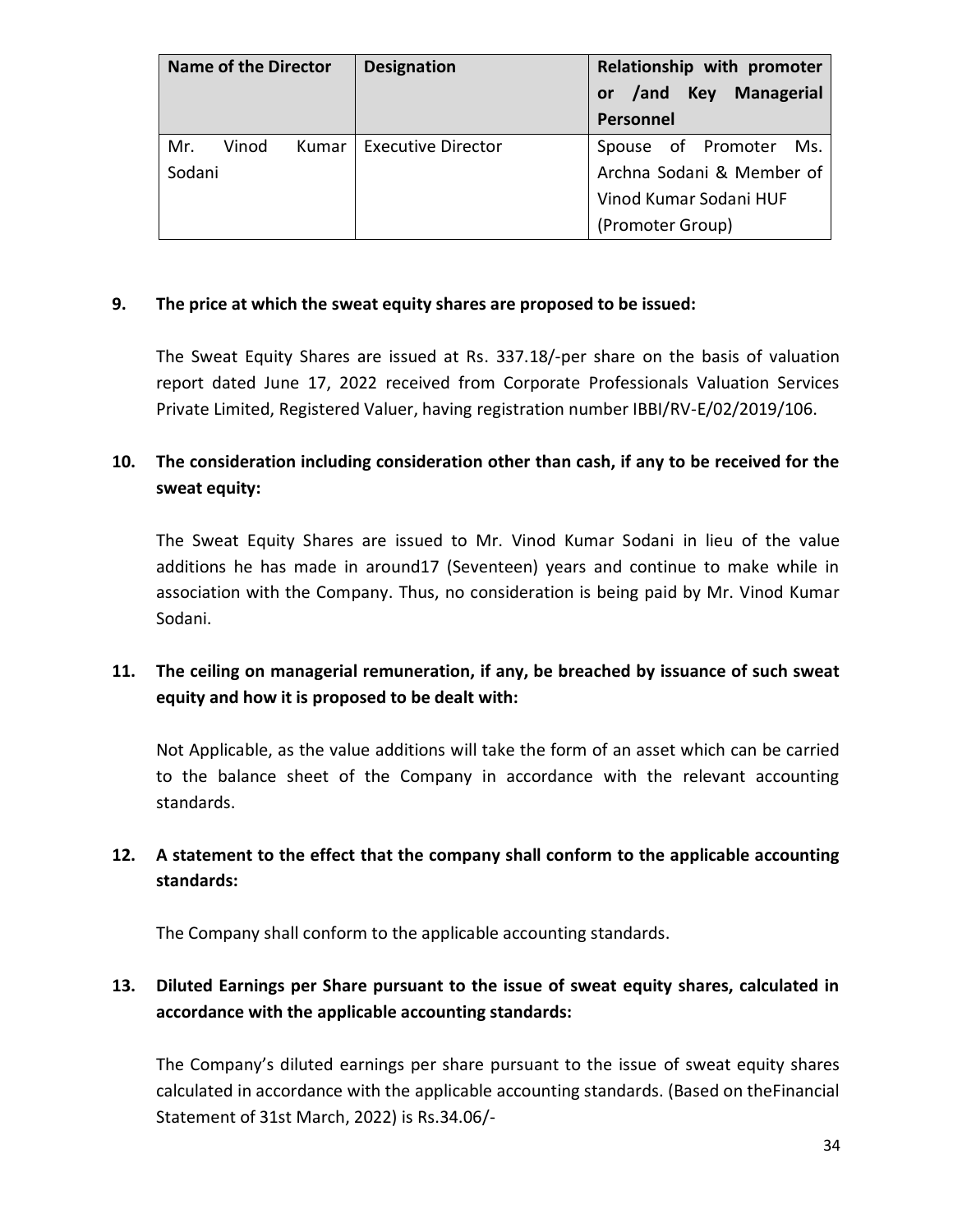| Name of the Director | Designation | Relationship with promoter or /and Key Managerial Personnel |
| --- | --- | --- |
| Mr. Vinod Kumar Sodani | Executive Director | Spouse of Promoter Ms. Archna Sodani & Member of Vinod Kumar Sodani HUF (Promoter Group) |

**9. The price at which the sweat equity shares are proposed to be issued:**

The Sweat Equity Shares are issued at Rs. 337.18/-per share on the basis of valuation report dated June 17, 2022 received from Corporate Professionals Valuation Services Private Limited, Registered Valuer, having registration number IBBI/RV-E/02/2019/106.

**10. The consideration including consideration other than cash, if any to be received for the sweat equity:**

The Sweat Equity Shares are issued to Mr. Vinod Kumar Sodani in lieu of the value additions he has made in around17 (Seventeen) years and continue to make while in association with the Company. Thus, no consideration is being paid by Mr. Vinod Kumar Sodani.

**11. The ceiling on managerial remuneration, if any, be breached by issuance of such sweat equity and how it is proposed to be dealt with:**

Not Applicable, as the value additions will take the form of an asset which can be carried to the balance sheet of the Company in accordance with the relevant accounting standards.

**12. A statement to the effect that the company shall conform to the applicable accounting standards:**

The Company shall conform to the applicable accounting standards.

**13. Diluted Earnings per Share pursuant to the issue of sweat equity shares, calculated in accordance with the applicable accounting standards:**

The Company's diluted earnings per share pursuant to the issue of sweat equity shares calculated in accordance with the applicable accounting standards. (Based on theFinancial Statement of 31st March, 2022) is Rs.34.06/-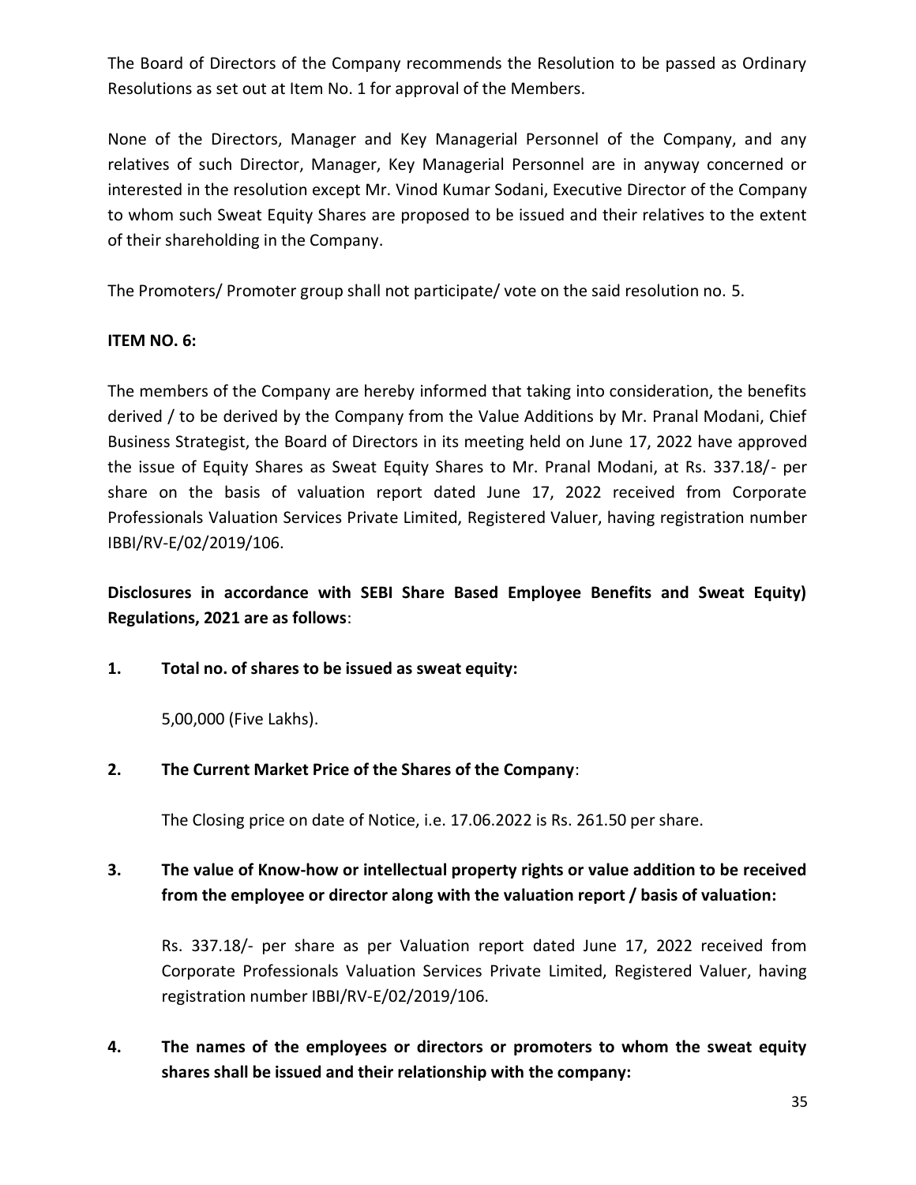The Board of Directors of the Company recommends the Resolution to be passed as Ordinary Resolutions as set out at Item No. 1 for approval of the Members.

None of the Directors, Manager and Key Managerial Personnel of the Company, and any relatives of such Director, Manager, Key Managerial Personnel are in anyway concerned or interested in the resolution except Mr. Vinod Kumar Sodani, Executive Director of the Company to whom such Sweat Equity Shares are proposed to be issued and their relatives to the extent of their shareholding in the Company.

The Promoters/ Promoter group shall not participate/ vote on the said resolution no. 5.

**ITEM NO. 6:**

The members of the Company are hereby informed that taking into consideration, the benefits derived / to be derived by the Company from the Value Additions by Mr. Pranal Modani, Chief Business Strategist, the Board of Directors in its meeting held on June 17, 2022 have approved the issue of Equity Shares as Sweat Equity Shares to Mr. Pranal Modani, at Rs. 337.18/- per share on the basis of valuation report dated June 17, 2022 received from Corporate Professionals Valuation Services Private Limited, Registered Valuer, having registration number IBBI/RV-E/02/2019/106.

**Disclosures in accordance with SEBI Share Based Employee Benefits and Sweat Equity) Regulations, 2021 are as follows**:

1. **Total no. of shares to be issued as sweat equity:**

   5,00,000 (Five Lakhs).

2. **The Current Market Price of the Shares of the Company**:

   The Closing price on date of Notice, i.e. 17.06.2022 is Rs. 261.50 per share.

3. **The value of Know-how or intellectual property rights or value addition to be received from the employee or director along with the valuation report / basis of valuation:**

   Rs. 337.18/- per share as per Valuation report dated June 17, 2022 received from Corporate Professionals Valuation Services Private Limited, Registered Valuer, having registration number IBBI/RV-E/02/2019/106.

4. **The names of the employees or directors or promoters to whom the sweat equity shares shall be issued and their relationship with the company:**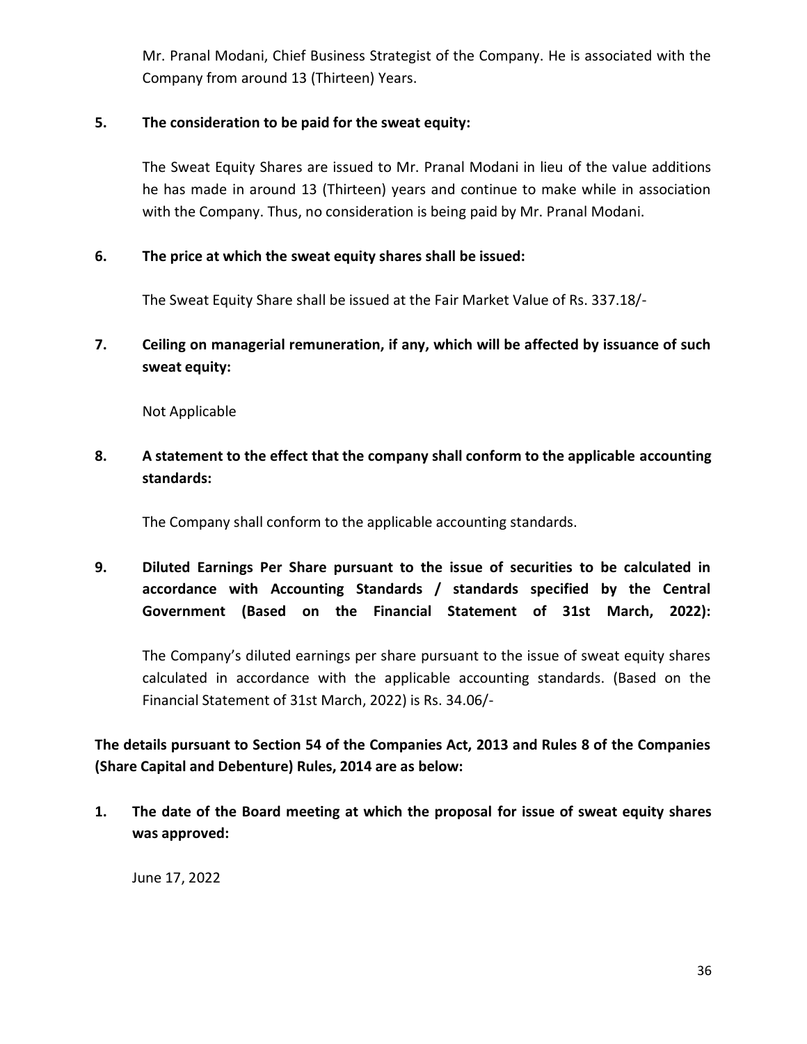Mr. Pranal Modani, Chief Business Strategist of the Company. He is associated with the Company from around 13 (Thirteen) Years.

**5. The consideration to be paid for the sweat equity:**

The Sweat Equity Shares are issued to Mr. Pranal Modani in lieu of the value additions he has made in around 13 (Thirteen) years and continue to make while in association with the Company. Thus, no consideration is being paid by Mr. Pranal Modani.

**6. The price at which the sweat equity shares shall be issued:**

The Sweat Equity Share shall be issued at the Fair Market Value of Rs. 337.18/-

**7. Ceiling on managerial remuneration, if any, which will be affected by issuance of such sweat equity:**

Not Applicable

**8. A statement to the effect that the company shall conform to the applicable accounting standards:**

The Company shall conform to the applicable accounting standards.

**9. Diluted Earnings Per Share pursuant to the issue of securities to be calculated in accordance with Accounting Standards / standards specified by the Central Government (Based on the Financial Statement of 31st March, 2022):**

The Company's diluted earnings per share pursuant to the issue of sweat equity shares calculated in accordance with the applicable accounting standards. (Based on the Financial Statement of 31st March, 2022) is Rs. 34.06/-

**The details pursuant to Section 54 of the Companies Act, 2013 and Rules 8 of the Companies (Share Capital and Debenture) Rules, 2014 are as below:**

**1. The date of the Board meeting at which the proposal for issue of sweat equity shares was approved:**

June 17, 2022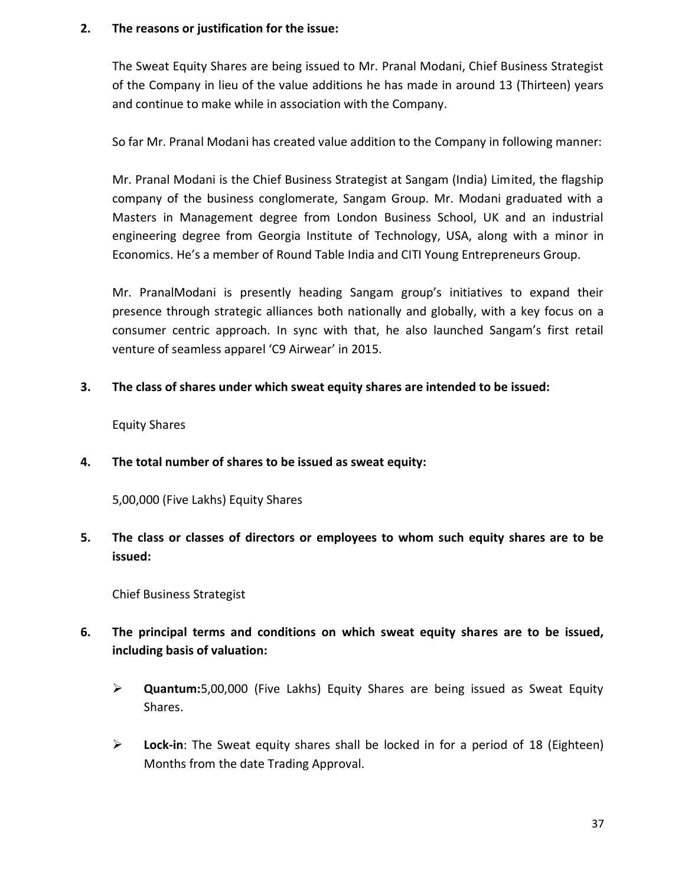**2. The reasons or justification for the issue:**

The Sweat Equity Shares are being issued to Mr. Pranal Modani, Chief Business Strategist of the Company in lieu of the value additions he has made in around 13 (Thirteen) years and continue to make while in association with the Company.

So far Mr. Pranal Modani has created value addition to the Company in following manner:

Mr. Pranal Modani is the Chief Business Strategist at Sangam (India) Limited, the flagship company of the business conglomerate, Sangam Group. Mr. Modani graduated with a Masters in Management degree from London Business School, UK and an industrial engineering degree from Georgia Institute of Technology, USA, along with a minor in Economics. He's a member of Round Table India and CITI Young Entrepreneurs Group.

Mr. PranalModani is presently heading Sangam group's initiatives to expand their presence through strategic alliances both nationally and globally, with a key focus on a consumer centric approach. In sync with that, he also launched Sangam's first retail venture of seamless apparel 'C9 Airwear' in 2015.

**3. The class of shares under which sweat equity shares are intended to be issued:**

Equity Shares

**4. The total number of shares to be issued as sweat equity:**

5,00,000 (Five Lakhs) Equity Shares

**5. The class or classes of directors or employees to whom such equity shares are to be issued:**

Chief Business Strategist

**6. The principal terms and conditions on which sweat equity shares are to be issued, including basis of valuation:**

- **Quantum:**5,00,000 (Five Lakhs) Equity Shares are being issued as Sweat Equity Shares.
- **Lock-in**: The Sweat equity shares shall be locked in for a period of 18 (Eighteen) Months from the date Trading Approval.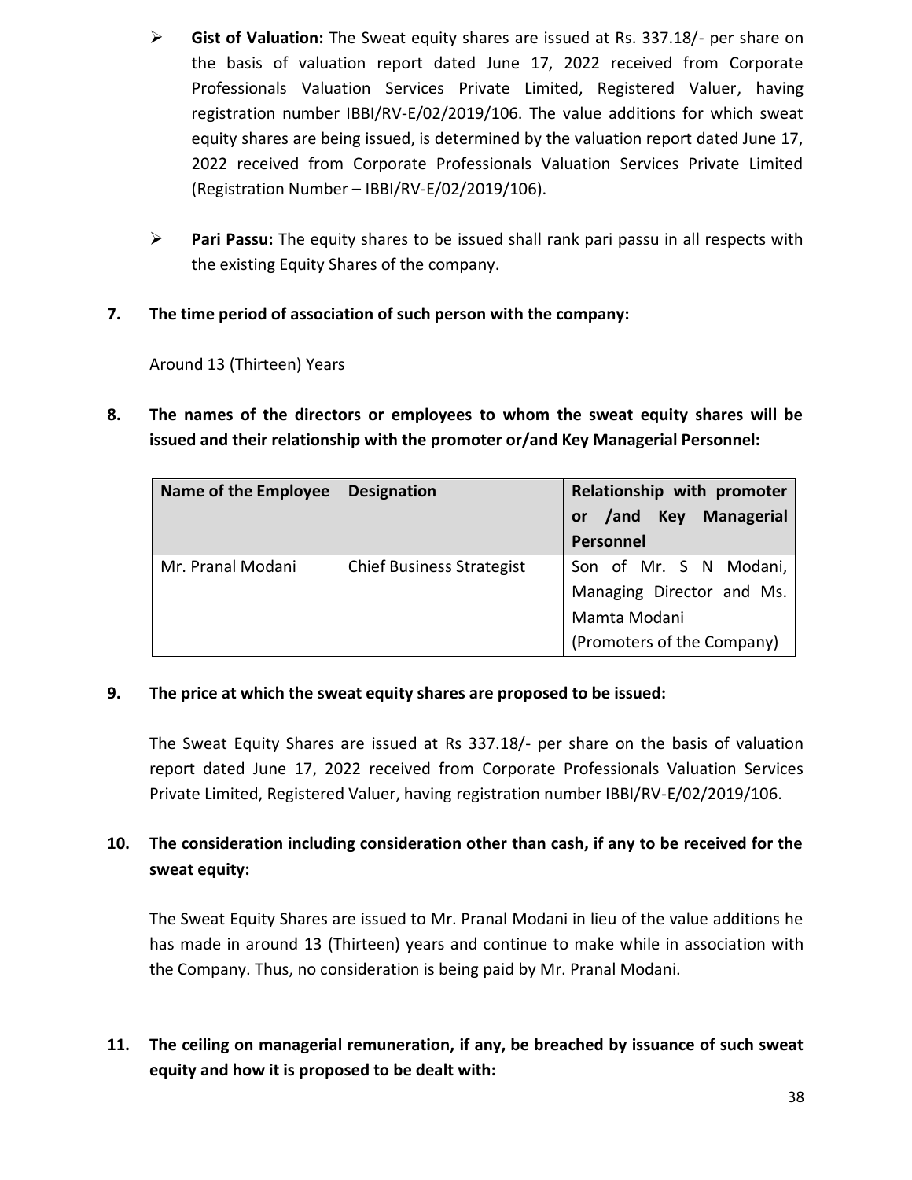- **Gist of Valuation:** The Sweat equity shares are issued at Rs. 337.18/- per share on the basis of valuation report dated June 17, 2022 received from Corporate Professionals Valuation Services Private Limited, Registered Valuer, having registration number IBBI/RV-E/02/2019/106. The value additions for which sweat equity shares are being issued, is determined by the valuation report dated June 17, 2022 received from Corporate Professionals Valuation Services Private Limited (Registration Number – IBBI/RV-E/02/2019/106).

- **Pari Passu:** The equity shares to be issued shall rank pari passu in all respects with the existing Equity Shares of the company.

**7. The time period of association of such person with the company:**

Around 13 (Thirteen) Years

**8. The names of the directors or employees to whom the sweat equity shares will be issued and their relationship with the promoter or/and Key Managerial Personnel:**

| Name of the Employee | Designation | Relationship with promoter or /and Key Managerial Personnel |
|---|---|---|
| Mr. Pranal Modani | Chief Business Strategist | Son of Mr. S N Modani, Managing Director and Ms. Mamta Modani (Promoters of the Company) |

**9. The price at which the sweat equity shares are proposed to be issued:**

The Sweat Equity Shares are issued at Rs 337.18/- per share on the basis of valuation report dated June 17, 2022 received from Corporate Professionals Valuation Services Private Limited, Registered Valuer, having registration number IBBI/RV-E/02/2019/106.

**10. The consideration including consideration other than cash, if any to be received for the sweat equity:**

The Sweat Equity Shares are issued to Mr. Pranal Modani in lieu of the value additions he has made in around 13 (Thirteen) years and continue to make while in association with the Company. Thus, no consideration is being paid by Mr. Pranal Modani.

**11. The ceiling on managerial remuneration, if any, be breached by issuance of such sweat equity and how it is proposed to be dealt with:**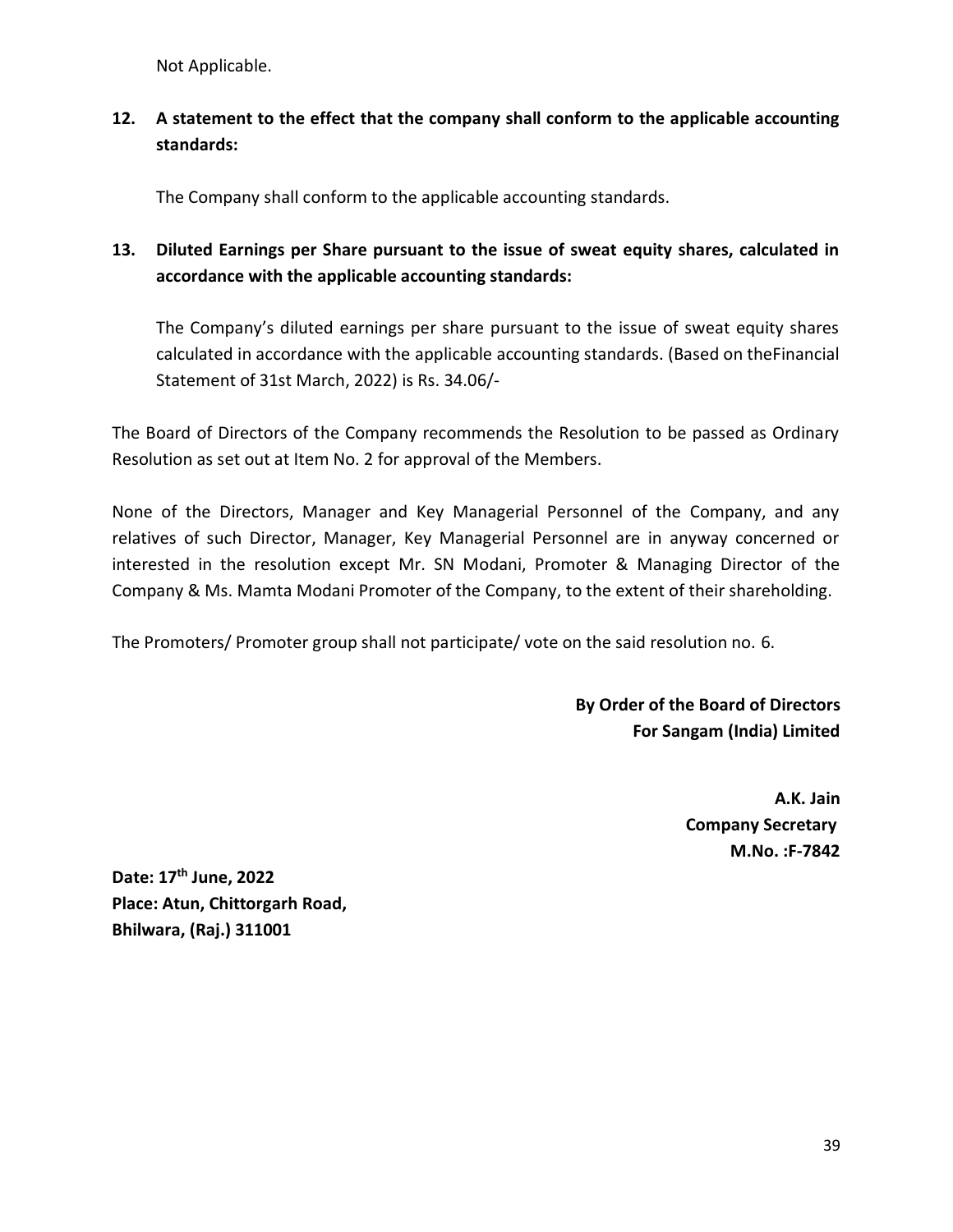Not Applicable.

**12. A statement to the effect that the company shall conform to the applicable accounting standards:**

The Company shall conform to the applicable accounting standards.

**13. Diluted Earnings per Share pursuant to the issue of sweat equity shares, calculated in accordance with the applicable accounting standards:**

The Company's diluted earnings per share pursuant to the issue of sweat equity shares calculated in accordance with the applicable accounting standards. (Based on theFinancial Statement of 31st March, 2022) is Rs. 34.06/-

The Board of Directors of the Company recommends the Resolution to be passed as Ordinary Resolution as set out at Item No. 2 for approval of the Members.

None of the Directors, Manager and Key Managerial Personnel of the Company, and any relatives of such Director, Manager, Key Managerial Personnel are in anyway concerned or interested in the resolution except Mr. SN Modani, Promoter & Managing Director of the Company & Ms. Mamta Modani Promoter of the Company, to the extent of their shareholding.

The Promoters/ Promoter group shall not participate/ vote on the said resolution no. 6.

**By Order of the Board of Directors**
**For Sangam (India) Limited**

**A.K. Jain**
**Company Secretary**
**M.No. :F-7842**

**Date: 17th June, 2022**
**Place: Atun, Chittorgarh Road,**
**Bhilwara, (Raj.) 311001**